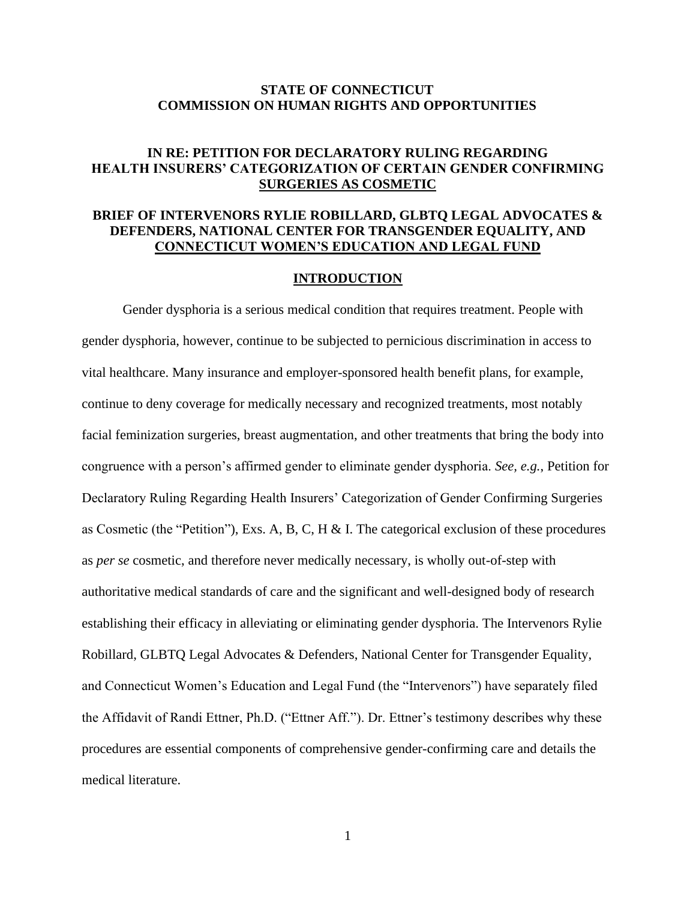**STATE OF CONNECTICUT**
**COMMISSION ON HUMAN RIGHTS AND OPPORTUNITIES**

**IN RE: PETITION FOR DECLARATORY RULING REGARDING HEALTH INSURERS' CATEGORIZATION OF CERTAIN GENDER CONFIRMING SURGERIES AS COSMETIC**

**BRIEF OF INTERVENORS RYLIE ROBILLARD, GLBTQ LEGAL ADVOCATES & DEFENDERS, NATIONAL CENTER FOR TRANSGENDER EQUALITY, AND CONNECTICUT WOMEN'S EDUCATION AND LEGAL FUND**

## INTRODUCTION

Gender dysphoria is a serious medical condition that requires treatment. People with gender dysphoria, however, continue to be subjected to pernicious discrimination in access to vital healthcare. Many insurance and employer-sponsored health benefit plans, for example, continue to deny coverage for medically necessary and recognized treatments, most notably facial feminization surgeries, breast augmentation, and other treatments that bring the body into congruence with a person's affirmed gender to eliminate gender dysphoria. *See, e.g.*, Petition for Declaratory Ruling Regarding Health Insurers' Categorization of Gender Confirming Surgeries as Cosmetic (the "Petition"), Exs. A, B, C, H & I. The categorical exclusion of these procedures as *per se* cosmetic, and therefore never medically necessary, is wholly out-of-step with authoritative medical standards of care and the significant and well-designed body of research establishing their efficacy in alleviating or eliminating gender dysphoria. The Intervenors Rylie Robillard, GLBTQ Legal Advocates & Defenders, National Center for Transgender Equality, and Connecticut Women's Education and Legal Fund (the "Intervenors") have separately filed the Affidavit of Randi Ettner, Ph.D. ("Ettner Aff."). Dr. Ettner's testimony describes why these procedures are essential components of comprehensive gender-confirming care and details the medical literature.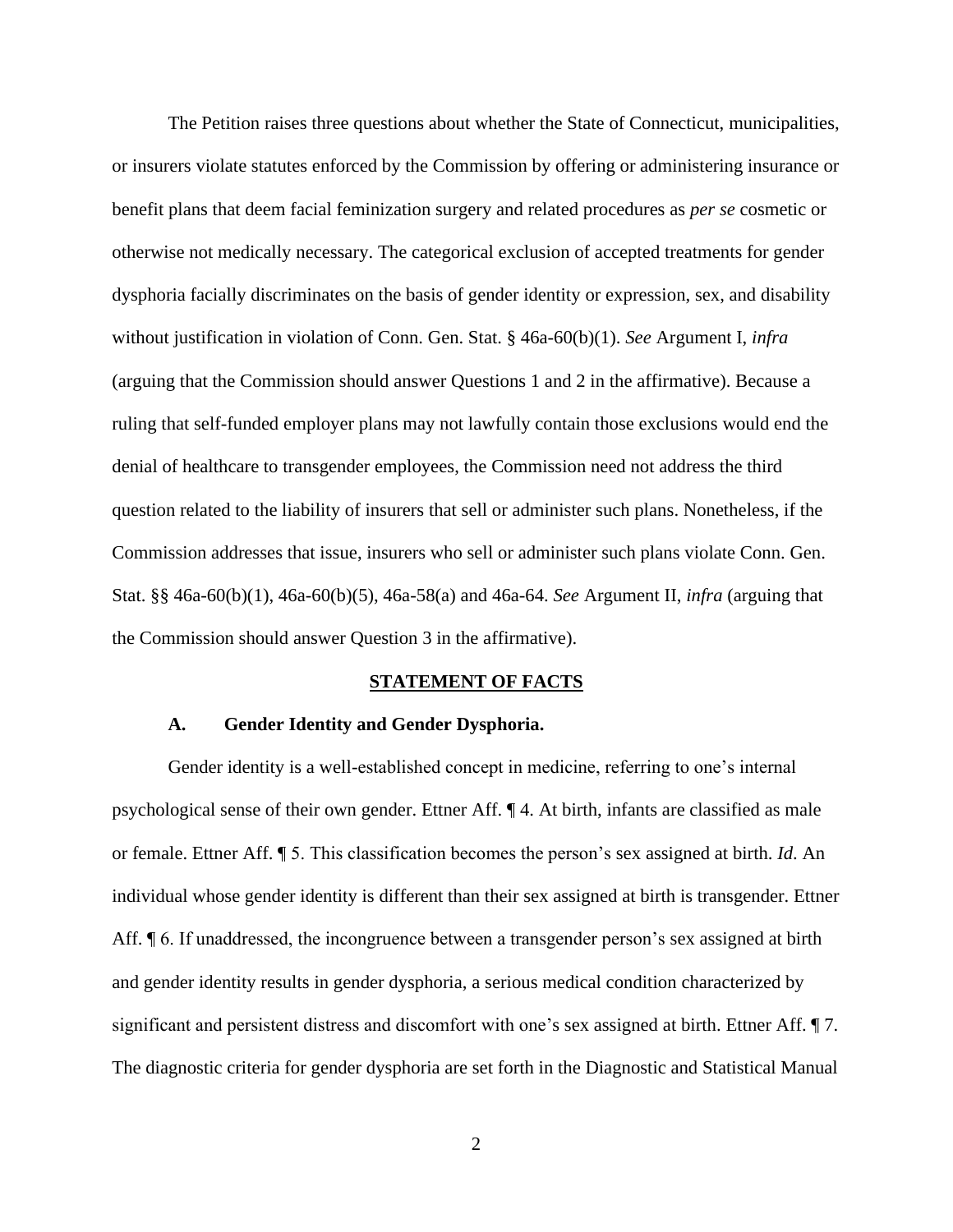The Petition raises three questions about whether the State of Connecticut, municipalities, or insurers violate statutes enforced by the Commission by offering or administering insurance or benefit plans that deem facial feminization surgery and related procedures as *per se* cosmetic or otherwise not medically necessary. The categorical exclusion of accepted treatments for gender dysphoria facially discriminates on the basis of gender identity or expression, sex, and disability without justification in violation of Conn. Gen. Stat. § 46a-60(b)(1). *See* Argument I, *infra* (arguing that the Commission should answer Questions 1 and 2 in the affirmative). Because a ruling that self-funded employer plans may not lawfully contain those exclusions would end the denial of healthcare to transgender employees, the Commission need not address the third question related to the liability of insurers that sell or administer such plans. Nonetheless, if the Commission addresses that issue, insurers who sell or administer such plans violate Conn. Gen. Stat. §§ 46a-60(b)(1), 46a-60(b)(5), 46a-58(a) and 46a-64. *See* Argument II, *infra* (arguing that the Commission should answer Question 3 in the affirmative).

## STATEMENT OF FACTS

### A. Gender Identity and Gender Dysphoria.

Gender identity is a well-established concept in medicine, referring to one's internal psychological sense of their own gender. Ettner Aff. ¶ 4. At birth, infants are classified as male or female. Ettner Aff. ¶ 5. This classification becomes the person's sex assigned at birth. *Id*. An individual whose gender identity is different than their sex assigned at birth is transgender. Ettner Aff. ¶ 6. If unaddressed, the incongruence between a transgender person's sex assigned at birth and gender identity results in gender dysphoria, a serious medical condition characterized by significant and persistent distress and discomfort with one's sex assigned at birth. Ettner Aff. ¶ 7. The diagnostic criteria for gender dysphoria are set forth in the Diagnostic and Statistical Manual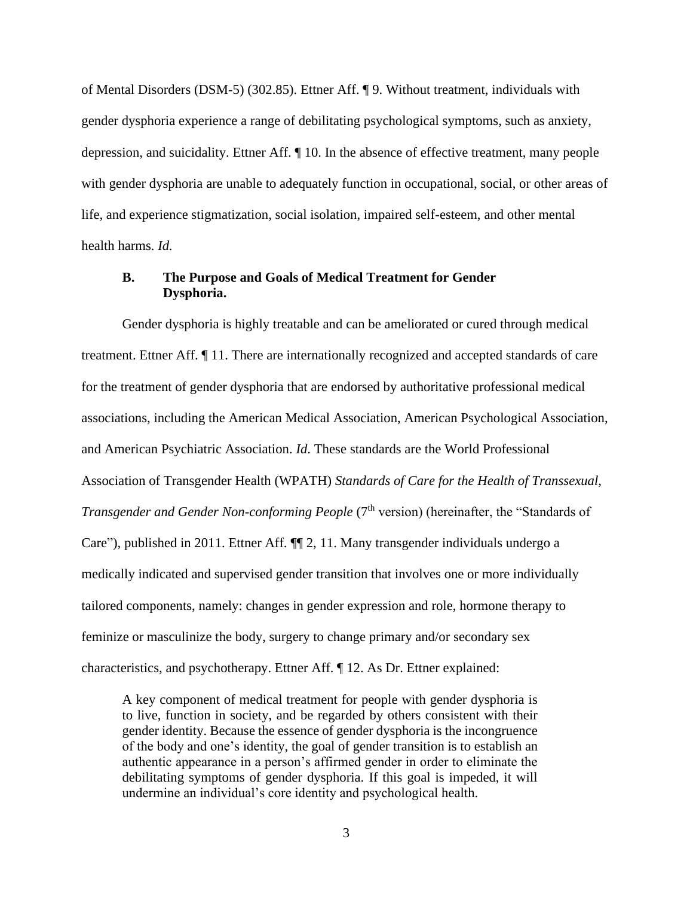of Mental Disorders (DSM-5) (302.85). Ettner Aff. ¶ 9. Without treatment, individuals with gender dysphoria experience a range of debilitating psychological symptoms, such as anxiety, depression, and suicidality. Ettner Aff. ¶ 10. In the absence of effective treatment, many people with gender dysphoria are unable to adequately function in occupational, social, or other areas of life, and experience stigmatization, social isolation, impaired self-esteem, and other mental health harms. *Id.*

### B. The Purpose and Goals of Medical Treatment for Gender Dysphoria.

Gender dysphoria is highly treatable and can be ameliorated or cured through medical treatment. Ettner Aff. ¶ 11. There are internationally recognized and accepted standards of care for the treatment of gender dysphoria that are endorsed by authoritative professional medical associations, including the American Medical Association, American Psychological Association, and American Psychiatric Association. *Id.* These standards are the World Professional Association of Transgender Health (WPATH) *Standards of Care for the Health of Transsexual, Transgender and Gender Non-conforming People* (7th version) (hereinafter, the "Standards of Care"), published in 2011. Ettner Aff. ¶¶ 2, 11. Many transgender individuals undergo a medically indicated and supervised gender transition that involves one or more individually tailored components, namely: changes in gender expression and role, hormone therapy to feminize or masculinize the body, surgery to change primary and/or secondary sex characteristics, and psychotherapy. Ettner Aff. ¶ 12. As Dr. Ettner explained:

> A key component of medical treatment for people with gender dysphoria is to live, function in society, and be regarded by others consistent with their gender identity. Because the essence of gender dysphoria is the incongruence of the body and one's identity, the goal of gender transition is to establish an authentic appearance in a person's affirmed gender in order to eliminate the debilitating symptoms of gender dysphoria. If this goal is impeded, it will undermine an individual's core identity and psychological health.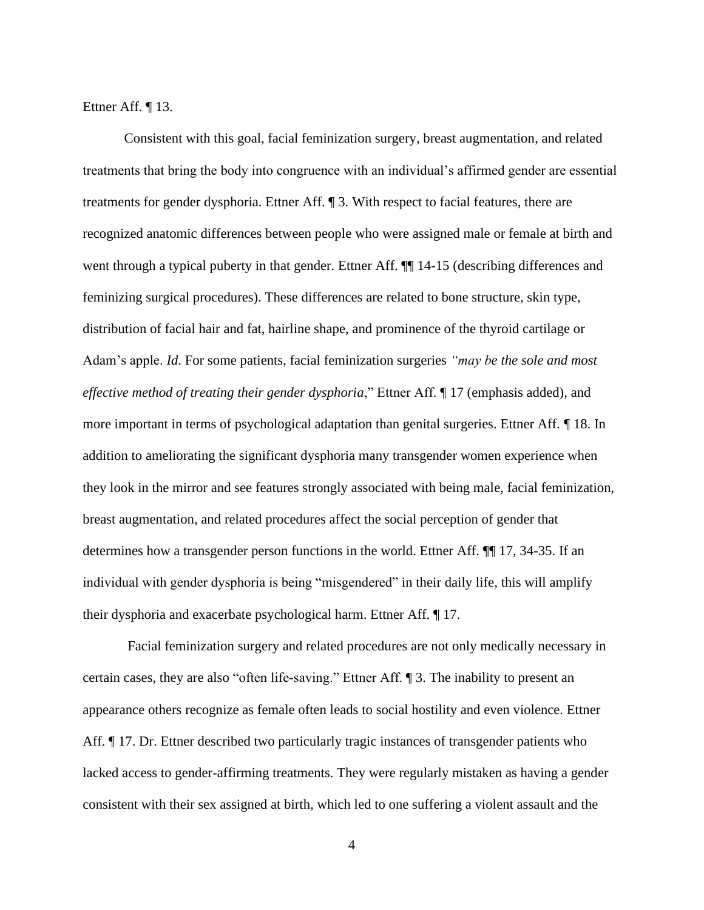Ettner Aff. ¶ 13.

Consistent with this goal, facial feminization surgery, breast augmentation, and related treatments that bring the body into congruence with an individual's affirmed gender are essential treatments for gender dysphoria. Ettner Aff. ¶ 3. With respect to facial features, there are recognized anatomic differences between people who were assigned male or female at birth and went through a typical puberty in that gender. Ettner Aff. ¶¶ 14-15 (describing differences and feminizing surgical procedures). These differences are related to bone structure, skin type, distribution of facial hair and fat, hairline shape, and prominence of the thyroid cartilage or Adam's apple. *Id*. For some patients, facial feminization surgeries *"may be the sole and most effective method of treating their gender dysphoria*," Ettner Aff. ¶ 17 (emphasis added), and more important in terms of psychological adaptation than genital surgeries. Ettner Aff. ¶ 18. In addition to ameliorating the significant dysphoria many transgender women experience when they look in the mirror and see features strongly associated with being male, facial feminization, breast augmentation, and related procedures affect the social perception of gender that determines how a transgender person functions in the world. Ettner Aff. ¶¶ 17, 34-35. If an individual with gender dysphoria is being "misgendered" in their daily life, this will amplify their dysphoria and exacerbate psychological harm. Ettner Aff. ¶ 17.

Facial feminization surgery and related procedures are not only medically necessary in certain cases, they are also "often life-saving." Ettner Aff. ¶ 3. The inability to present an appearance others recognize as female often leads to social hostility and even violence. Ettner Aff. ¶ 17. Dr. Ettner described two particularly tragic instances of transgender patients who lacked access to gender-affirming treatments. They were regularly mistaken as having a gender consistent with their sex assigned at birth, which led to one suffering a violent assault and the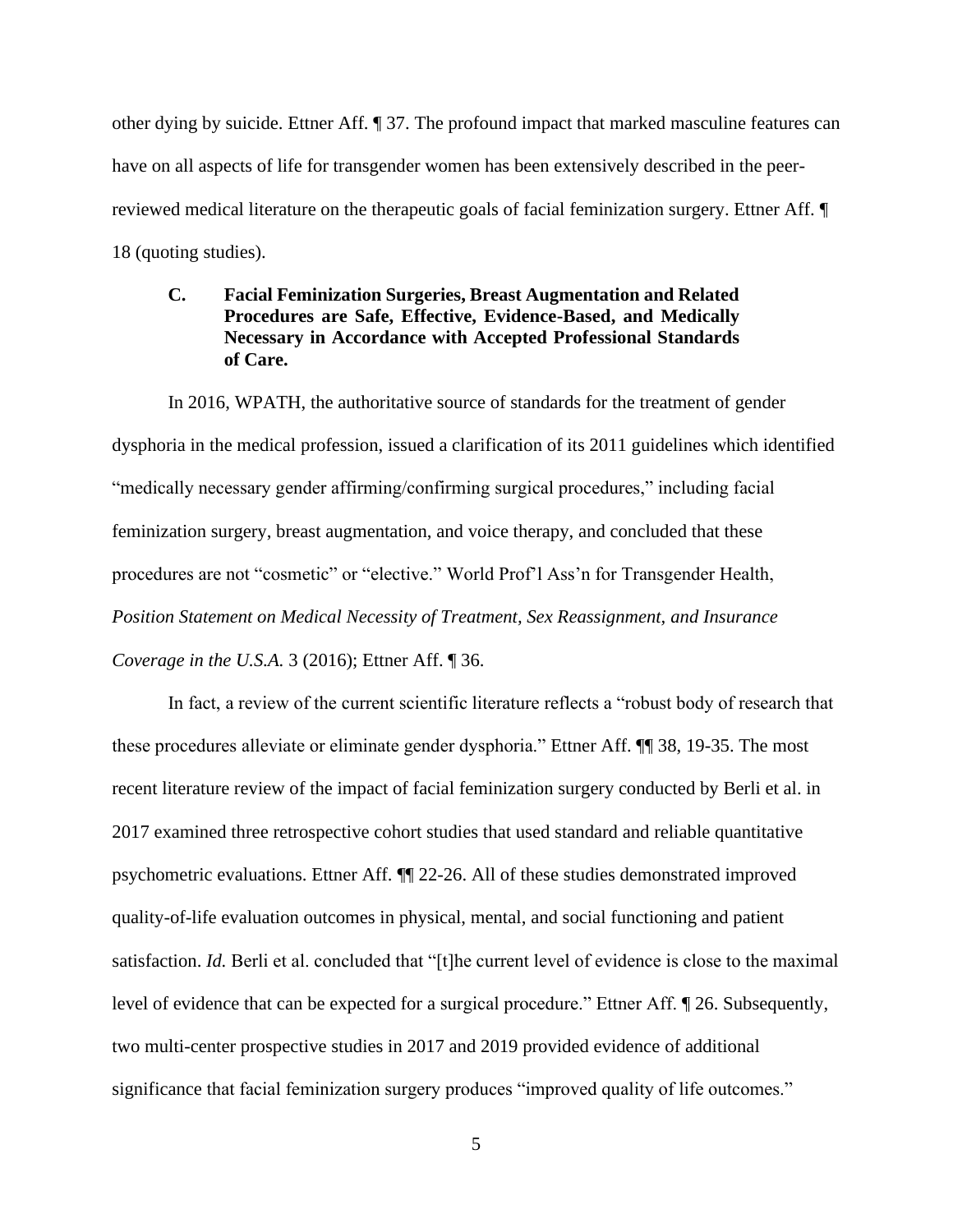other dying by suicide. Ettner Aff. ¶ 37. The profound impact that marked masculine features can have on all aspects of life for transgender women has been extensively described in the peer-reviewed medical literature on the therapeutic goals of facial feminization surgery. Ettner Aff. ¶ 18 (quoting studies).

### C. Facial Feminization Surgeries, Breast Augmentation and Related Procedures are Safe, Effective, Evidence-Based, and Medically Necessary in Accordance with Accepted Professional Standards of Care.

In 2016, WPATH, the authoritative source of standards for the treatment of gender dysphoria in the medical profession, issued a clarification of its 2011 guidelines which identified "medically necessary gender affirming/confirming surgical procedures," including facial feminization surgery, breast augmentation, and voice therapy, and concluded that these procedures are not "cosmetic" or "elective." World Prof'l Ass'n for Transgender Health, *Position Statement on Medical Necessity of Treatment, Sex Reassignment, and Insurance Coverage in the U.S.A.* 3 (2016); Ettner Aff. ¶ 36.

In fact, a review of the current scientific literature reflects a "robust body of research that these procedures alleviate or eliminate gender dysphoria." Ettner Aff. ¶¶ 38, 19-35. The most recent literature review of the impact of facial feminization surgery conducted by Berli et al. in 2017 examined three retrospective cohort studies that used standard and reliable quantitative psychometric evaluations. Ettner Aff. ¶¶ 22-26. All of these studies demonstrated improved quality-of-life evaluation outcomes in physical, mental, and social functioning and patient satisfaction. *Id.* Berli et al. concluded that "[t]he current level of evidence is close to the maximal level of evidence that can be expected for a surgical procedure." Ettner Aff. ¶ 26. Subsequently, two multi-center prospective studies in 2017 and 2019 provided evidence of additional significance that facial feminization surgery produces "improved quality of life outcomes."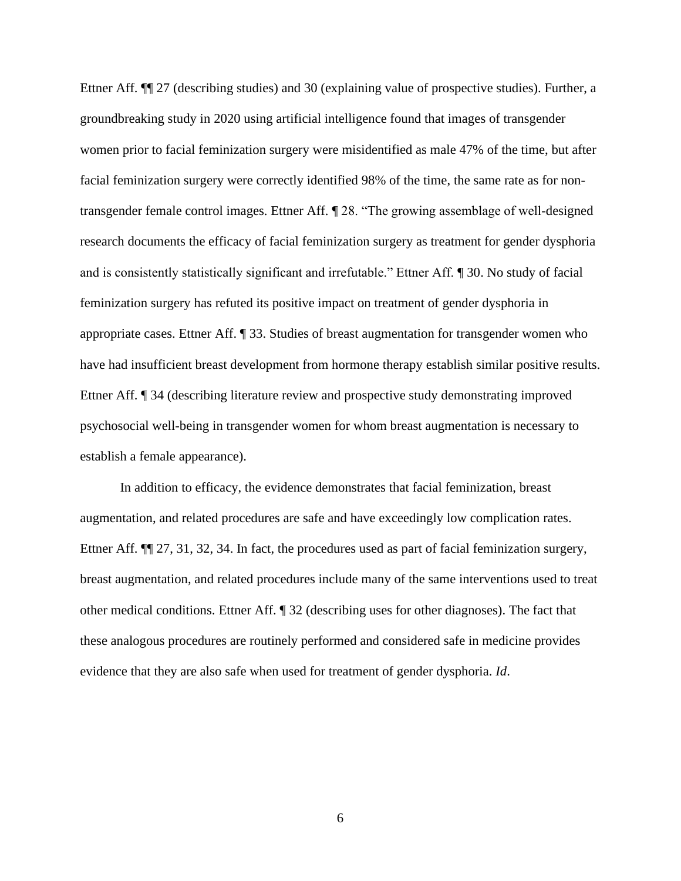Ettner Aff. ¶¶ 27 (describing studies) and 30 (explaining value of prospective studies). Further, a groundbreaking study in 2020 using artificial intelligence found that images of transgender women prior to facial feminization surgery were misidentified as male 47% of the time, but after facial feminization surgery were correctly identified 98% of the time, the same rate as for non-transgender female control images. Ettner Aff. ¶ 28. "The growing assemblage of well-designed research documents the efficacy of facial feminization surgery as treatment for gender dysphoria and is consistently statistically significant and irrefutable." Ettner Aff. ¶ 30. No study of facial feminization surgery has refuted its positive impact on treatment of gender dysphoria in appropriate cases. Ettner Aff. ¶ 33. Studies of breast augmentation for transgender women who have had insufficient breast development from hormone therapy establish similar positive results. Ettner Aff. ¶ 34 (describing literature review and prospective study demonstrating improved psychosocial well-being in transgender women for whom breast augmentation is necessary to establish a female appearance).

In addition to efficacy, the evidence demonstrates that facial feminization, breast augmentation, and related procedures are safe and have exceedingly low complication rates. Ettner Aff. ¶¶ 27, 31, 32, 34. In fact, the procedures used as part of facial feminization surgery, breast augmentation, and related procedures include many of the same interventions used to treat other medical conditions. Ettner Aff. ¶ 32 (describing uses for other diagnoses). The fact that these analogous procedures are routinely performed and considered safe in medicine provides evidence that they are also safe when used for treatment of gender dysphoria. *Id*.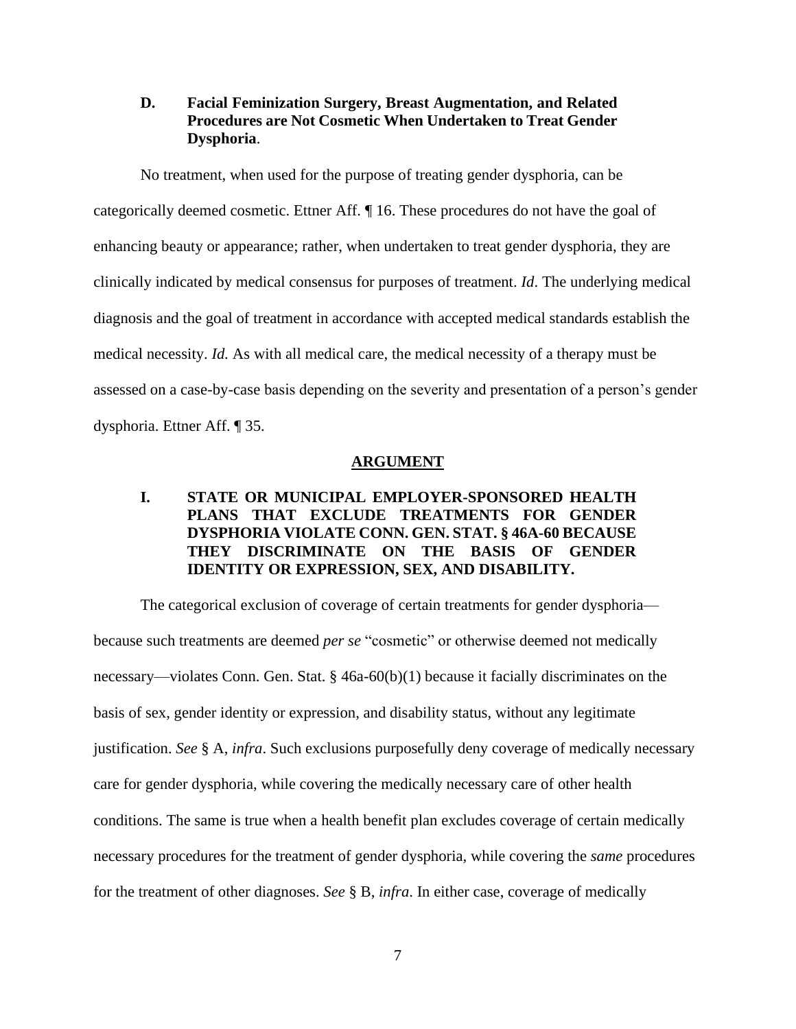### D. Facial Feminization Surgery, Breast Augmentation, and Related Procedures are Not Cosmetic When Undertaken to Treat Gender Dysphoria.

No treatment, when used for the purpose of treating gender dysphoria, can be categorically deemed cosmetic. Ettner Aff. ¶ 16. These procedures do not have the goal of enhancing beauty or appearance; rather, when undertaken to treat gender dysphoria, they are clinically indicated by medical consensus for purposes of treatment. *Id*. The underlying medical diagnosis and the goal of treatment in accordance with accepted medical standards establish the medical necessity. *Id.* As with all medical care, the medical necessity of a therapy must be assessed on a case-by-case basis depending on the severity and presentation of a person's gender dysphoria. Ettner Aff. ¶ 35.

## ARGUMENT

### I. STATE OR MUNICIPAL EMPLOYER-SPONSORED HEALTH PLANS THAT EXCLUDE TREATMENTS FOR GENDER DYSPHORIA VIOLATE CONN. GEN. STAT. § 46A-60 BECAUSE THEY DISCRIMINATE ON THE BASIS OF GENDER IDENTITY OR EXPRESSION, SEX, AND DISABILITY.

The categorical exclusion of coverage of certain treatments for gender dysphoria—because such treatments are deemed *per se* "cosmetic" or otherwise deemed not medically necessary—violates Conn. Gen. Stat. § 46a-60(b)(1) because it facially discriminates on the basis of sex, gender identity or expression, and disability status, without any legitimate justification. *See* § A, *infra*. Such exclusions purposefully deny coverage of medically necessary care for gender dysphoria, while covering the medically necessary care of other health conditions. The same is true when a health benefit plan excludes coverage of certain medically necessary procedures for the treatment of gender dysphoria, while covering the *same* procedures for the treatment of other diagnoses. *See* § B, *infra*. In either case, coverage of medically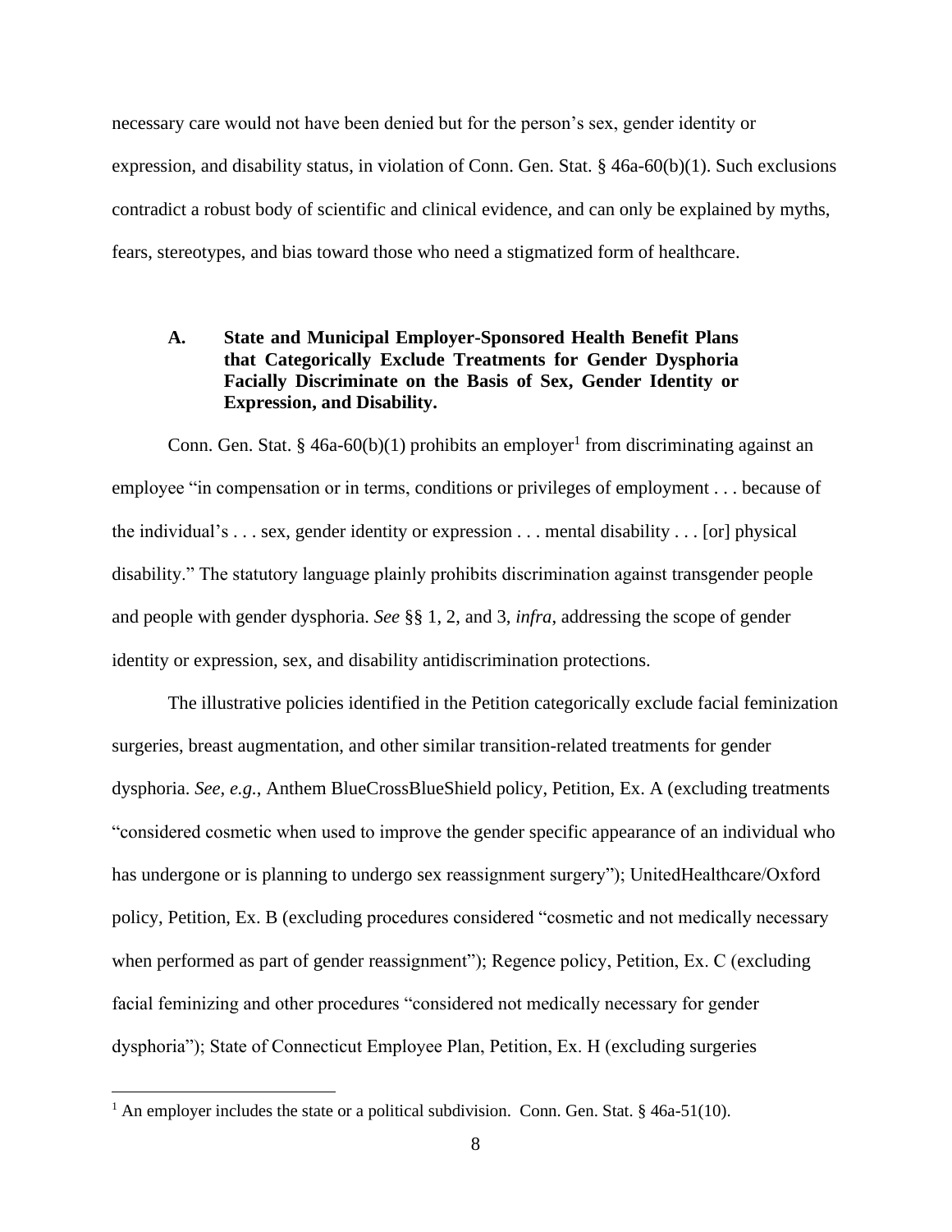necessary care would not have been denied but for the person's sex, gender identity or expression, and disability status, in violation of Conn. Gen. Stat. § 46a-60(b)(1). Such exclusions contradict a robust body of scientific and clinical evidence, and can only be explained by myths, fears, stereotypes, and bias toward those who need a stigmatized form of healthcare.

### A. State and Municipal Employer-Sponsored Health Benefit Plans that Categorically Exclude Treatments for Gender Dysphoria Facially Discriminate on the Basis of Sex, Gender Identity or Expression, and Disability.

Conn. Gen. Stat. § 46a-60(b)(1) prohibits an employer[1] from discriminating against an employee "in compensation or in terms, conditions or privileges of employment . . . because of the individual's . . . sex, gender identity or expression . . . mental disability . . . [or] physical disability." The statutory language plainly prohibits discrimination against transgender people and people with gender dysphoria. *See* §§ 1, 2, and 3, *infra*, addressing the scope of gender identity or expression, sex, and disability antidiscrimination protections.

The illustrative policies identified in the Petition categorically exclude facial feminization surgeries, breast augmentation, and other similar transition-related treatments for gender dysphoria. *See, e.g.*, Anthem BlueCrossBlueShield policy, Petition, Ex. A (excluding treatments "considered cosmetic when used to improve the gender specific appearance of an individual who has undergone or is planning to undergo sex reassignment surgery"); UnitedHealthcare/Oxford policy, Petition, Ex. B (excluding procedures considered "cosmetic and not medically necessary when performed as part of gender reassignment"); Regence policy, Petition, Ex. C (excluding facial feminizing and other procedures "considered not medically necessary for gender dysphoria"); State of Connecticut Employee Plan, Petition, Ex. H (excluding surgeries

---

[1] An employer includes the state or a political subdivision. Conn. Gen. Stat. § 46a-51(10).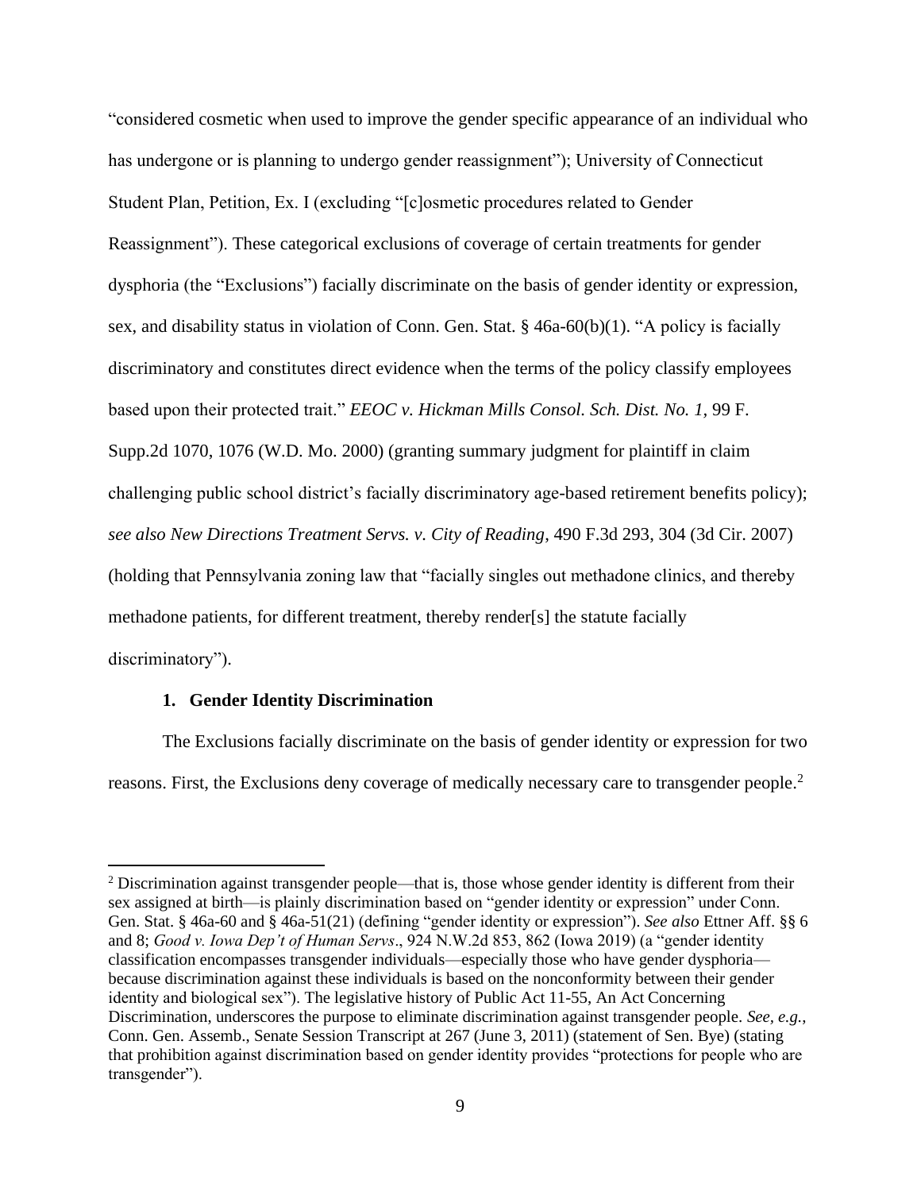"considered cosmetic when used to improve the gender specific appearance of an individual who has undergone or is planning to undergo gender reassignment"); University of Connecticut Student Plan, Petition, Ex. I (excluding "[c]osmetic procedures related to Gender Reassignment"). These categorical exclusions of coverage of certain treatments for gender dysphoria (the "Exclusions") facially discriminate on the basis of gender identity or expression, sex, and disability status in violation of Conn. Gen. Stat. § 46a-60(b)(1). "A policy is facially discriminatory and constitutes direct evidence when the terms of the policy classify employees based upon their protected trait." *EEOC v. Hickman Mills Consol. Sch. Dist. No. 1,* 99 F. Supp.2d 1070, 1076 (W.D. Mo. 2000) (granting summary judgment for plaintiff in claim challenging public school district's facially discriminatory age-based retirement benefits policy); *see also New Directions Treatment Servs. v. City of Reading*, 490 F.3d 293, 304 (3d Cir. 2007) (holding that Pennsylvania zoning law that "facially singles out methadone clinics, and thereby methadone patients, for different treatment, thereby render[s] the statute facially discriminatory").

### 1. Gender Identity Discrimination

The Exclusions facially discriminate on the basis of gender identity or expression for two reasons. First, the Exclusions deny coverage of medically necessary care to transgender people.[2]

[2] Discrimination against transgender people—that is, those whose gender identity is different from their sex assigned at birth—is plainly discrimination based on "gender identity or expression" under Conn. Gen. Stat. § 46a-60 and § 46a-51(21) (defining "gender identity or expression"). *See also* Ettner Aff. §§ 6 and 8; *Good v. Iowa Dep't of Human Servs*., 924 N.W.2d 853, 862 (Iowa 2019) (a "gender identity classification encompasses transgender individuals—especially those who have gender dysphoria—because discrimination against these individuals is based on the nonconformity between their gender identity and biological sex"). The legislative history of Public Act 11-55, An Act Concerning Discrimination, underscores the purpose to eliminate discrimination against transgender people. *See, e.g.*, Conn. Gen. Assemb., Senate Session Transcript at 267 (June 3, 2011) (statement of Sen. Bye) (stating that prohibition against discrimination based on gender identity provides "protections for people who are transgender").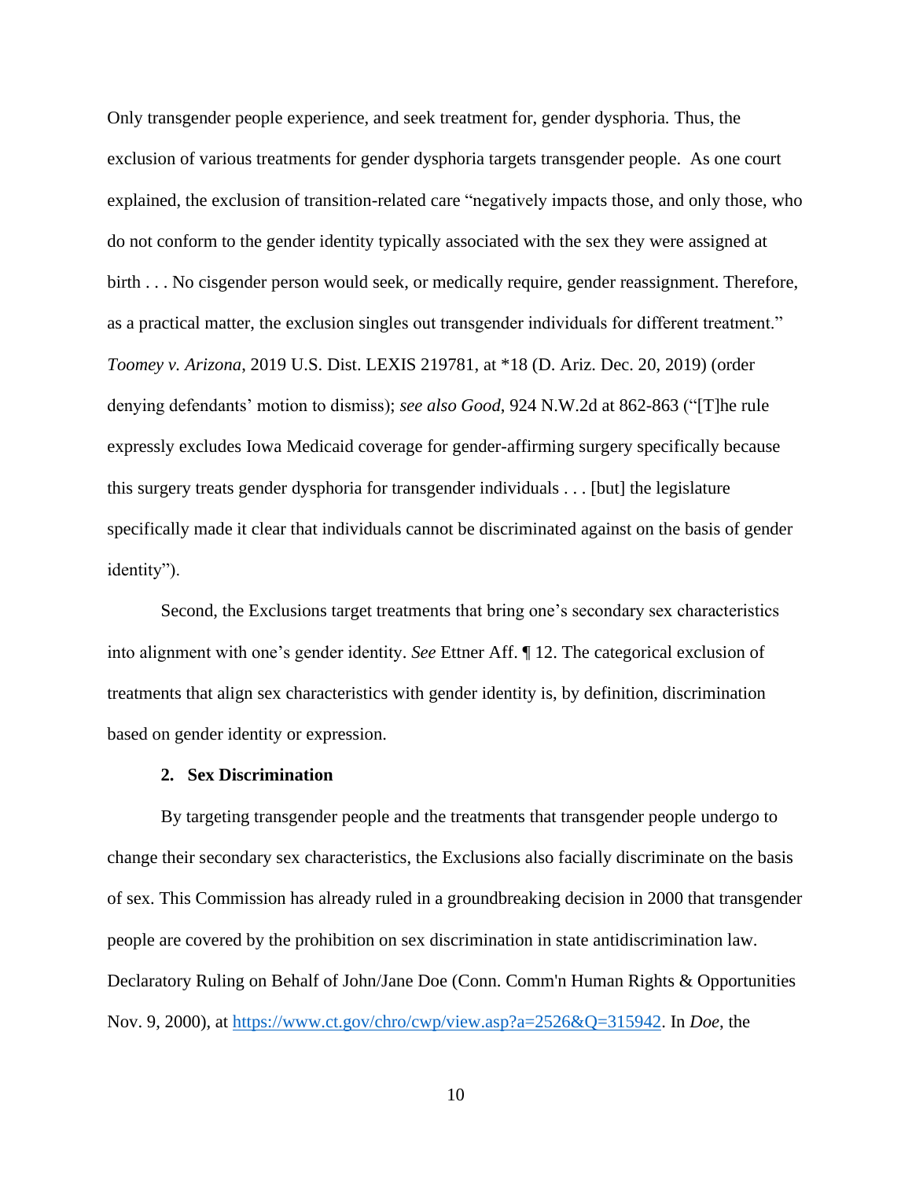Only transgender people experience, and seek treatment for, gender dysphoria. Thus, the exclusion of various treatments for gender dysphoria targets transgender people. As one court explained, the exclusion of transition-related care "negatively impacts those, and only those, who do not conform to the gender identity typically associated with the sex they were assigned at birth . . . No cisgender person would seek, or medically require, gender reassignment. Therefore, as a practical matter, the exclusion singles out transgender individuals for different treatment." *Toomey v. Arizona*, 2019 U.S. Dist. LEXIS 219781, at *18 (D. Ariz. Dec. 20, 2019) (order denying defendants' motion to dismiss); *see also Good*, 924 N.W.2d at 862-863 ("[T]he rule expressly excludes Iowa Medicaid coverage for gender-affirming surgery specifically because this surgery treats gender dysphoria for transgender individuals . . . [but] the legislature specifically made it clear that individuals cannot be discriminated against on the basis of gender identity").

Second, the Exclusions target treatments that bring one's secondary sex characteristics into alignment with one's gender identity. *See* Ettner Aff. ¶ 12. The categorical exclusion of treatments that align sex characteristics with gender identity is, by definition, discrimination based on gender identity or expression.

**2. Sex Discrimination**

By targeting transgender people and the treatments that transgender people undergo to change their secondary sex characteristics, the Exclusions also facially discriminate on the basis of sex. This Commission has already ruled in a groundbreaking decision in 2000 that transgender people are covered by the prohibition on sex discrimination in state antidiscrimination law. Declaratory Ruling on Behalf of John/Jane Doe (Conn. Comm'n Human Rights & Opportunities Nov. 9, 2000), at https://www.ct.gov/chro/cwp/view.asp?a=2526&Q=315942. In *Doe*, the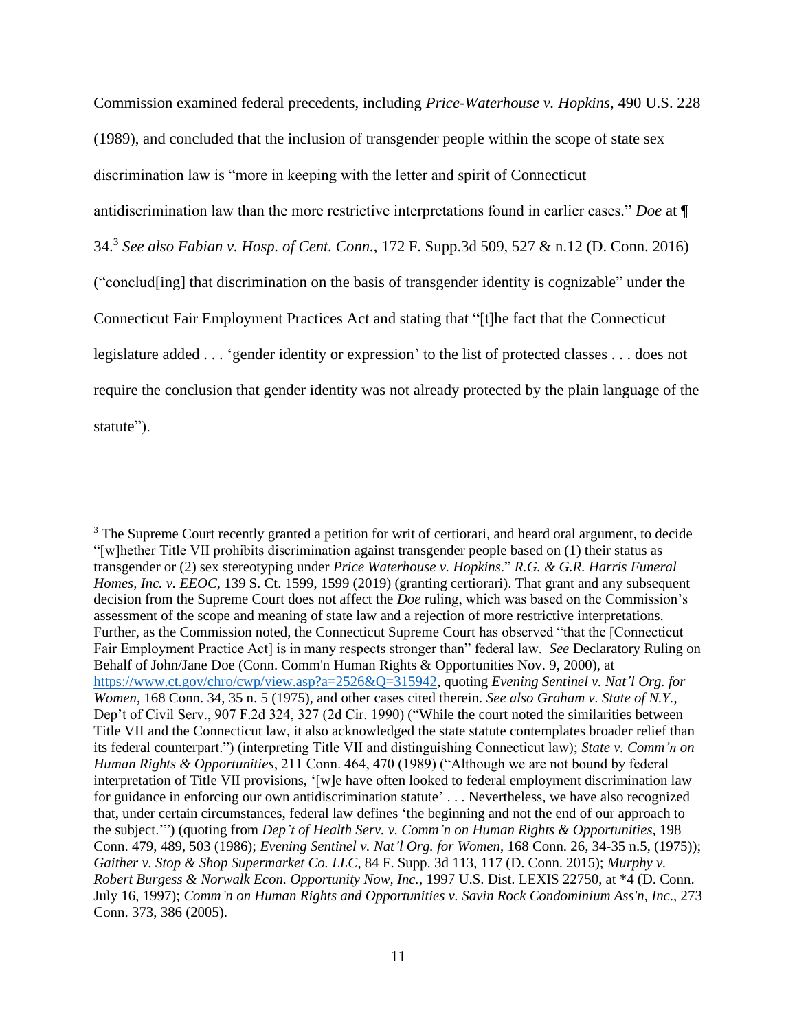Commission examined federal precedents, including *Price-Waterhouse v. Hopkins*, 490 U.S. 228 (1989), and concluded that the inclusion of transgender people within the scope of state sex discrimination law is "more in keeping with the letter and spirit of Connecticut antidiscrimination law than the more restrictive interpretations found in earlier cases." *Doe* at ¶ 34.[3] *See also Fabian v. Hosp. of Cent. Conn.*, 172 F. Supp.3d 509, 527 & n.12 (D. Conn. 2016) ("conclud[ing] that discrimination on the basis of transgender identity is cognizable" under the Connecticut Fair Employment Practices Act and stating that "[t]he fact that the Connecticut legislature added . . . 'gender identity or expression' to the list of protected classes . . . does not require the conclusion that gender identity was not already protected by the plain language of the statute").

---

[3] The Supreme Court recently granted a petition for writ of certiorari, and heard oral argument, to decide "[w]hether Title VII prohibits discrimination against transgender people based on (1) their status as transgender or (2) sex stereotyping under *Price Waterhouse v. Hopkins*." *R.G. & G.R. Harris Funeral Homes, Inc. v. EEOC*, 139 S. Ct. 1599, 1599 (2019) (granting certiorari). That grant and any subsequent decision from the Supreme Court does not affect the *Doe* ruling, which was based on the Commission's assessment of the scope and meaning of state law and a rejection of more restrictive interpretations. Further, as the Commission noted, the Connecticut Supreme Court has observed "that the [Connecticut Fair Employment Practice Act] is in many respects stronger than" federal law. *See* Declaratory Ruling on Behalf of John/Jane Doe (Conn. Comm'n Human Rights & Opportunities Nov. 9, 2000), at https://www.ct.gov/chro/cwp/view.asp?a=2526&Q=315942, quoting *Evening Sentinel v. Nat'l Org. for Women*, 168 Conn. 34, 35 n. 5 (1975), and other cases cited therein. *See also Graham v. State of N.Y.*, Dep't of Civil Serv., 907 F.2d 324, 327 (2d Cir. 1990) ("While the court noted the similarities between Title VII and the Connecticut law, it also acknowledged the state statute contemplates broader relief than its federal counterpart.") (interpreting Title VII and distinguishing Connecticut law); *State v. Comm'n on Human Rights & Opportunities*, 211 Conn. 464, 470 (1989) ("Although we are not bound by federal interpretation of Title VII provisions, '[w]e have often looked to federal employment discrimination law for guidance in enforcing our own antidiscrimination statute' . . . Nevertheless, we have also recognized that, under certain circumstances, federal law defines 'the beginning and not the end of our approach to the subject.'") (quoting from *Dep't of Health Serv. v. Comm'n on Human Rights & Opportunities*, 198 Conn. 479, 489, 503 (1986); *Evening Sentinel v. Nat'l Org. for Women*, 168 Conn. 26, 34-35 n.5, (1975)); *Gaither v. Stop & Shop Supermarket Co. LLC*, 84 F. Supp. 3d 113, 117 (D. Conn. 2015); *Murphy v. Robert Burgess & Norwalk Econ. Opportunity Now, Inc.*, 1997 U.S. Dist. LEXIS 22750, at *4 (D. Conn. July 16, 1997); *Comm'n on Human Rights and Opportunities v. Savin Rock Condominium Ass'n, Inc*., 273 Conn. 373, 386 (2005).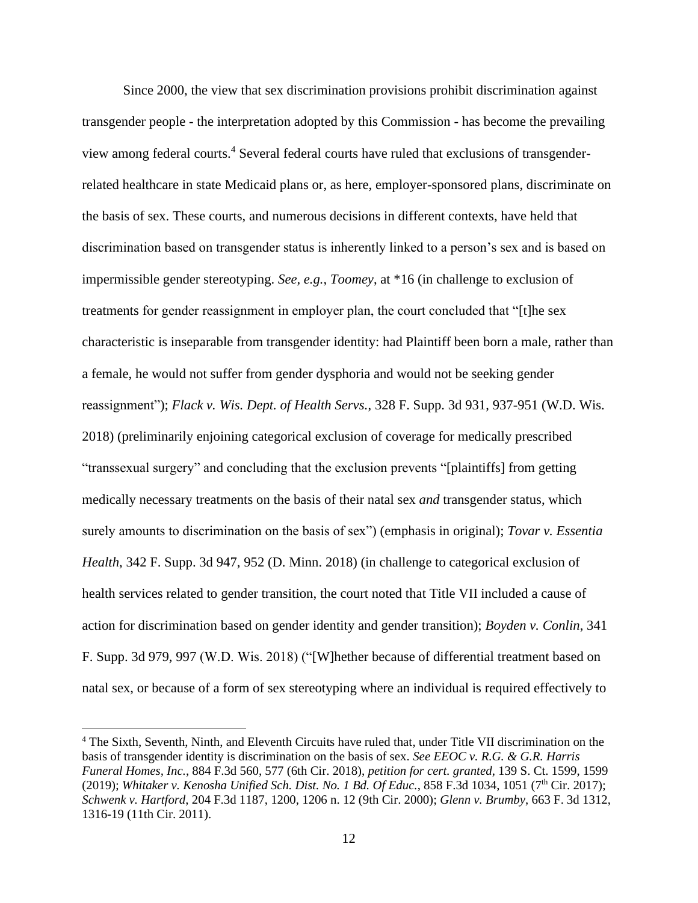Since 2000, the view that sex discrimination provisions prohibit discrimination against transgender people - the interpretation adopted by this Commission - has become the prevailing view among federal courts.[4] Several federal courts have ruled that exclusions of transgender-related healthcare in state Medicaid plans or, as here, employer-sponsored plans, discriminate on the basis of sex. These courts, and numerous decisions in different contexts, have held that discrimination based on transgender status is inherently linked to a person's sex and is based on impermissible gender stereotyping. *See, e.g.*, *Toomey*, at *16 (in challenge to exclusion of treatments for gender reassignment in employer plan, the court concluded that "[t]he sex characteristic is inseparable from transgender identity: had Plaintiff been born a male, rather than a female, he would not suffer from gender dysphoria and would not be seeking gender reassignment"); *Flack v. Wis. Dept. of Health Servs.*, 328 F. Supp. 3d 931, 937-951 (W.D. Wis. 2018) (preliminarily enjoining categorical exclusion of coverage for medically prescribed "transsexual surgery" and concluding that the exclusion prevents "[plaintiffs] from getting medically necessary treatments on the basis of their natal sex *and* transgender status, which surely amounts to discrimination on the basis of sex") (emphasis in original); *Tovar v. Essentia Health*, 342 F. Supp. 3d 947, 952 (D. Minn. 2018) (in challenge to categorical exclusion of health services related to gender transition, the court noted that Title VII included a cause of action for discrimination based on gender identity and gender transition); *Boyden v. Conlin*, 341 F. Supp. 3d 979, 997 (W.D. Wis. 2018) ("[W]hether because of differential treatment based on natal sex, or because of a form of sex stereotyping where an individual is required effectively to

---

[4] The Sixth, Seventh, Ninth, and Eleventh Circuits have ruled that, under Title VII discrimination on the basis of transgender identity is discrimination on the basis of sex. *See EEOC v. R.G. & G.R. Harris Funeral Homes, Inc.*, 884 F.3d 560, 577 (6th Cir. 2018), *petition for cert. granted*, 139 S. Ct. 1599, 1599 (2019); *Whitaker v. Kenosha Unified Sch. Dist. No. 1 Bd. Of Educ.*, 858 F.3d 1034, 1051 (7th Cir. 2017); *Schwenk v. Hartford*, 204 F.3d 1187, 1200, 1206 n. 12 (9th Cir. 2000); *Glenn v. Brumby*, 663 F. 3d 1312, 1316-19 (11th Cir. 2011).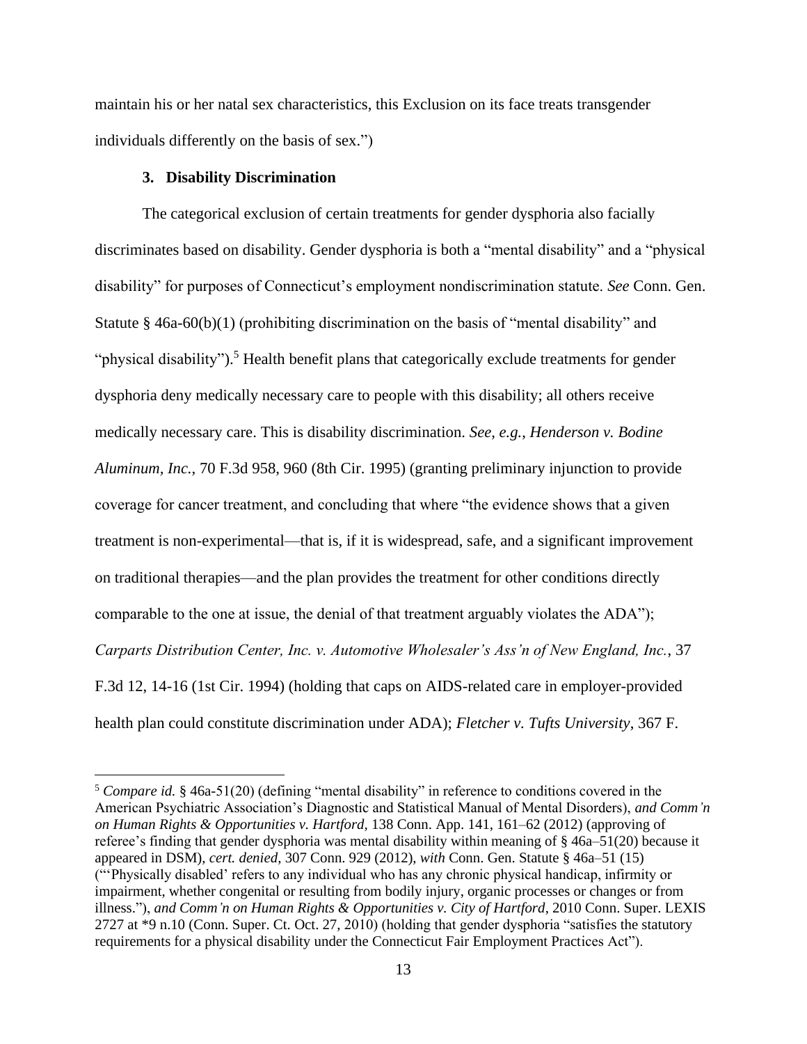maintain his or her natal sex characteristics, this Exclusion on its face treats transgender individuals differently on the basis of sex.")

### 3. Disability Discrimination

The categorical exclusion of certain treatments for gender dysphoria also facially discriminates based on disability. Gender dysphoria is both a "mental disability" and a "physical disability" for purposes of Connecticut's employment nondiscrimination statute. *See* Conn. Gen. Statute § 46a-60(b)(1) (prohibiting discrimination on the basis of "mental disability" and "physical disability").[5] Health benefit plans that categorically exclude treatments for gender dysphoria deny medically necessary care to people with this disability; all others receive medically necessary care. This is disability discrimination. *See, e.g.*, *Henderson v. Bodine Aluminum, Inc.*, 70 F.3d 958, 960 (8th Cir. 1995) (granting preliminary injunction to provide coverage for cancer treatment, and concluding that where "the evidence shows that a given treatment is non-experimental—that is, if it is widespread, safe, and a significant improvement on traditional therapies—and the plan provides the treatment for other conditions directly comparable to the one at issue, the denial of that treatment arguably violates the ADA"); *Carparts Distribution Center, Inc. v. Automotive Wholesaler's Ass'n of New England, Inc.*, 37 F.3d 12, 14-16 (1st Cir. 1994) (holding that caps on AIDS-related care in employer-provided health plan could constitute discrimination under ADA); *Fletcher v. Tufts University*, 367 F.

---

[5] *Compare id.* § 46a-51(20) (defining "mental disability" in reference to conditions covered in the American Psychiatric Association's Diagnostic and Statistical Manual of Mental Disorders), *and Comm'n on Human Rights & Opportunities v. Hartford*, 138 Conn. App. 141, 161–62 (2012) (approving of referee's finding that gender dysphoria was mental disability within meaning of § 46a–51(20) because it appeared in DSM), *cert. denied*, 307 Conn. 929 (2012), *with* Conn. Gen. Statute § 46a–51 (15) ("'Physically disabled' refers to any individual who has any chronic physical handicap, infirmity or impairment, whether congenital or resulting from bodily injury, organic processes or changes or from illness."), *and Comm'n on Human Rights & Opportunities v. City of Hartford*, 2010 Conn. Super. LEXIS 2727 at *9 n.10 (Conn. Super. Ct. Oct. 27, 2010) (holding that gender dysphoria "satisfies the statutory requirements for a physical disability under the Connecticut Fair Employment Practices Act").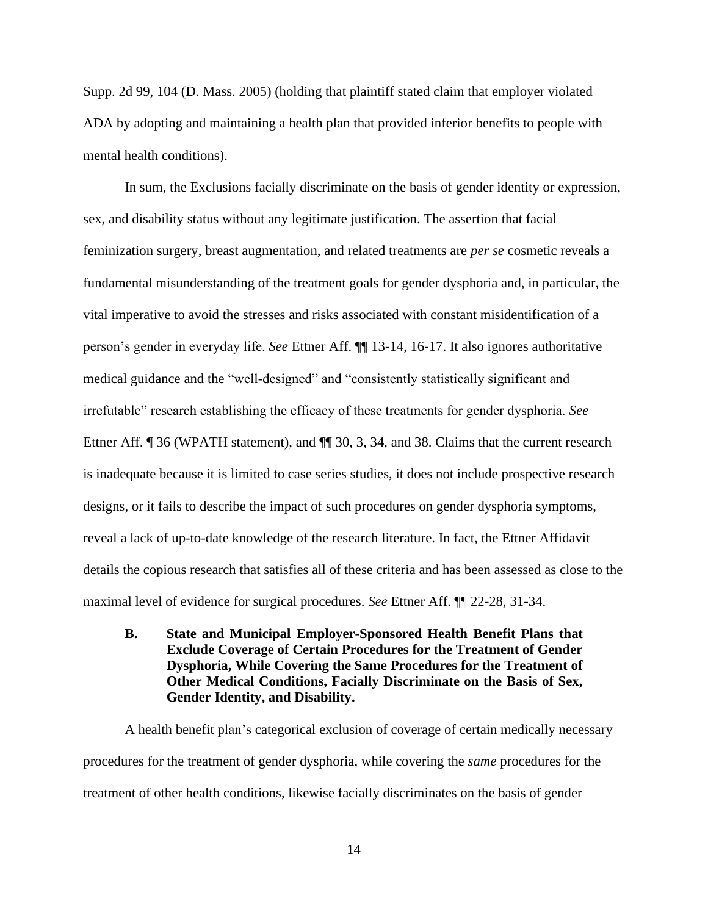Supp. 2d 99, 104 (D. Mass. 2005) (holding that plaintiff stated claim that employer violated ADA by adopting and maintaining a health plan that provided inferior benefits to people with mental health conditions).

In sum, the Exclusions facially discriminate on the basis of gender identity or expression, sex, and disability status without any legitimate justification. The assertion that facial feminization surgery, breast augmentation, and related treatments are *per se* cosmetic reveals a fundamental misunderstanding of the treatment goals for gender dysphoria and, in particular, the vital imperative to avoid the stresses and risks associated with constant misidentification of a person's gender in everyday life. *See* Ettner Aff. ¶¶ 13-14, 16-17. It also ignores authoritative medical guidance and the "well-designed" and "consistently statistically significant and irrefutable" research establishing the efficacy of these treatments for gender dysphoria. *See* Ettner Aff. ¶ 36 (WPATH statement), and ¶¶ 30, 3, 34, and 38. Claims that the current research is inadequate because it is limited to case series studies, it does not include prospective research designs, or it fails to describe the impact of such procedures on gender dysphoria symptoms, reveal a lack of up-to-date knowledge of the research literature. In fact, the Ettner Affidavit details the copious research that satisfies all of these criteria and has been assessed as close to the maximal level of evidence for surgical procedures. *See* Ettner Aff. ¶¶ 22-28, 31-34.

### B. State and Municipal Employer-Sponsored Health Benefit Plans that Exclude Coverage of Certain Procedures for the Treatment of Gender Dysphoria, While Covering the Same Procedures for the Treatment of Other Medical Conditions, Facially Discriminate on the Basis of Sex, Gender Identity, and Disability.

A health benefit plan's categorical exclusion of coverage of certain medically necessary procedures for the treatment of gender dysphoria, while covering the *same* procedures for the treatment of other health conditions, likewise facially discriminates on the basis of gender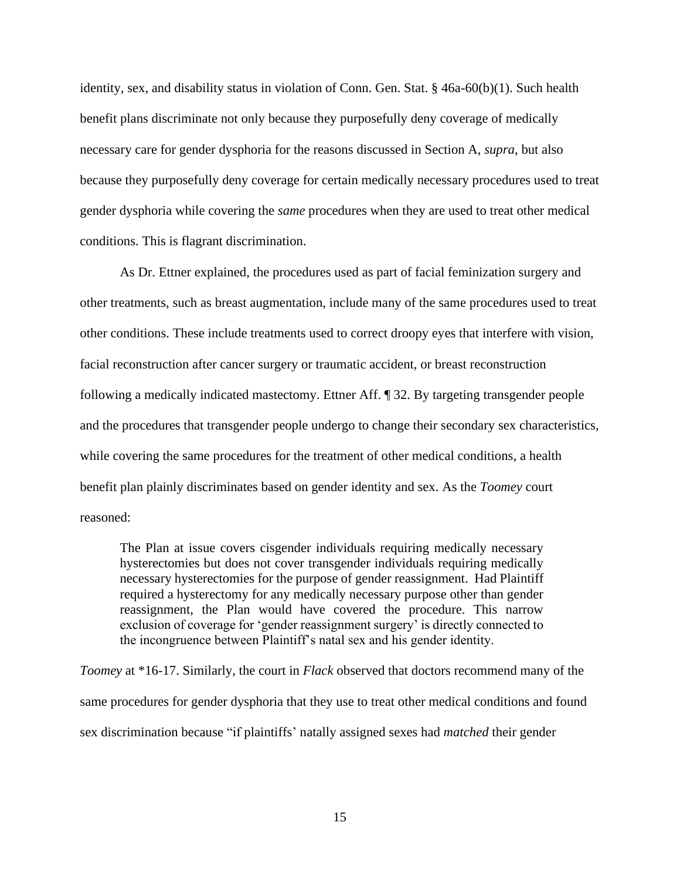identity, sex, and disability status in violation of Conn. Gen. Stat. § 46a-60(b)(1). Such health benefit plans discriminate not only because they purposefully deny coverage of medically necessary care for gender dysphoria for the reasons discussed in Section A, *supra*, but also because they purposefully deny coverage for certain medically necessary procedures used to treat gender dysphoria while covering the *same* procedures when they are used to treat other medical conditions. This is flagrant discrimination.

As Dr. Ettner explained, the procedures used as part of facial feminization surgery and other treatments, such as breast augmentation, include many of the same procedures used to treat other conditions. These include treatments used to correct droopy eyes that interfere with vision, facial reconstruction after cancer surgery or traumatic accident, or breast reconstruction following a medically indicated mastectomy. Ettner Aff. ¶ 32. By targeting transgender people and the procedures that transgender people undergo to change their secondary sex characteristics, while covering the same procedures for the treatment of other medical conditions, a health benefit plan plainly discriminates based on gender identity and sex. As the *Toomey* court reasoned:

> The Plan at issue covers cisgender individuals requiring medically necessary hysterectomies but does not cover transgender individuals requiring medically necessary hysterectomies for the purpose of gender reassignment. Had Plaintiff required a hysterectomy for any medically necessary purpose other than gender reassignment, the Plan would have covered the procedure. This narrow exclusion of coverage for 'gender reassignment surgery' is directly connected to the incongruence between Plaintiff's natal sex and his gender identity.

*Toomey* at *16-17. Similarly, the court in *Flack* observed that doctors recommend many of the same procedures for gender dysphoria that they use to treat other medical conditions and found sex discrimination because "if plaintiffs' natally assigned sexes had *matched* their gender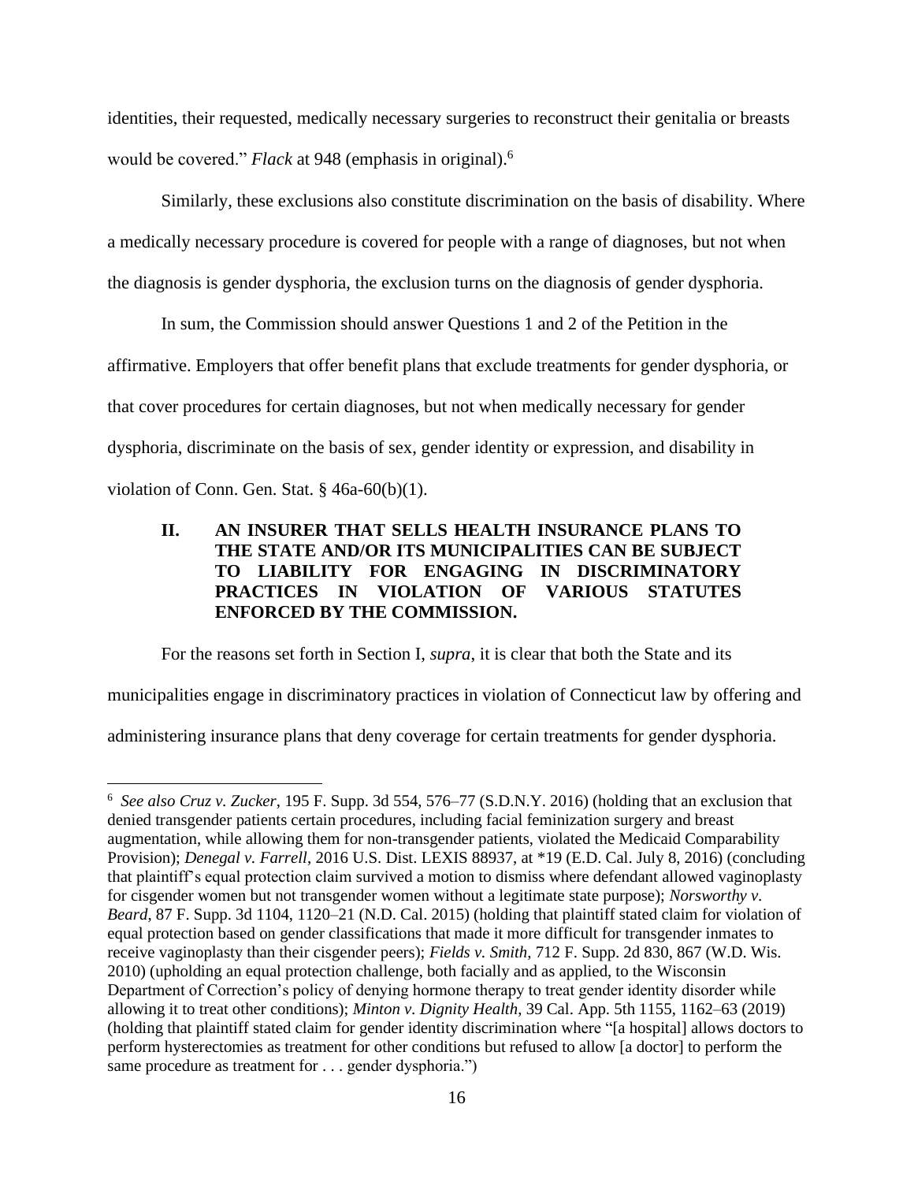identities, their requested, medically necessary surgeries to reconstruct their genitalia or breasts would be covered." *Flack* at 948 (emphasis in original).[6]

Similarly, these exclusions also constitute discrimination on the basis of disability. Where a medically necessary procedure is covered for people with a range of diagnoses, but not when the diagnosis is gender dysphoria, the exclusion turns on the diagnosis of gender dysphoria.

In sum, the Commission should answer Questions 1 and 2 of the Petition in the affirmative. Employers that offer benefit plans that exclude treatments for gender dysphoria, or that cover procedures for certain diagnoses, but not when medically necessary for gender dysphoria, discriminate on the basis of sex, gender identity or expression, and disability in violation of Conn. Gen. Stat. § 46a-60(b)(1).

## II. AN INSURER THAT SELLS HEALTH INSURANCE PLANS TO THE STATE AND/OR ITS MUNICIPALITIES CAN BE SUBJECT TO LIABILITY FOR ENGAGING IN DISCRIMINATORY PRACTICES IN VIOLATION OF VARIOUS STATUTES ENFORCED BY THE COMMISSION.

For the reasons set forth in Section I, *supra*, it is clear that both the State and its municipalities engage in discriminatory practices in violation of Connecticut law by offering and administering insurance plans that deny coverage for certain treatments for gender dysphoria.

---

[6] *See also Cruz v. Zucker*, 195 F. Supp. 3d 554, 576–77 (S.D.N.Y. 2016) (holding that an exclusion that denied transgender patients certain procedures, including facial feminization surgery and breast augmentation, while allowing them for non-transgender patients, violated the Medicaid Comparability Provision); *Denegal v. Farrell*, 2016 U.S. Dist. LEXIS 88937, at *19 (E.D. Cal. July 8, 2016) (concluding that plaintiff's equal protection claim survived a motion to dismiss where defendant allowed vaginoplasty for cisgender women but not transgender women without a legitimate state purpose); *Norsworthy v. Beard*, 87 F. Supp. 3d 1104, 1120–21 (N.D. Cal. 2015) (holding that plaintiff stated claim for violation of equal protection based on gender classifications that made it more difficult for transgender inmates to receive vaginoplasty than their cisgender peers); *Fields v. Smith*, 712 F. Supp. 2d 830, 867 (W.D. Wis. 2010) (upholding an equal protection challenge, both facially and as applied, to the Wisconsin Department of Correction's policy of denying hormone therapy to treat gender identity disorder while allowing it to treat other conditions); *Minton v. Dignity Health*, 39 Cal. App. 5th 1155, 1162–63 (2019) (holding that plaintiff stated claim for gender identity discrimination where "[a hospital] allows doctors to perform hysterectomies as treatment for other conditions but refused to allow [a doctor] to perform the same procedure as treatment for . . . gender dysphoria.")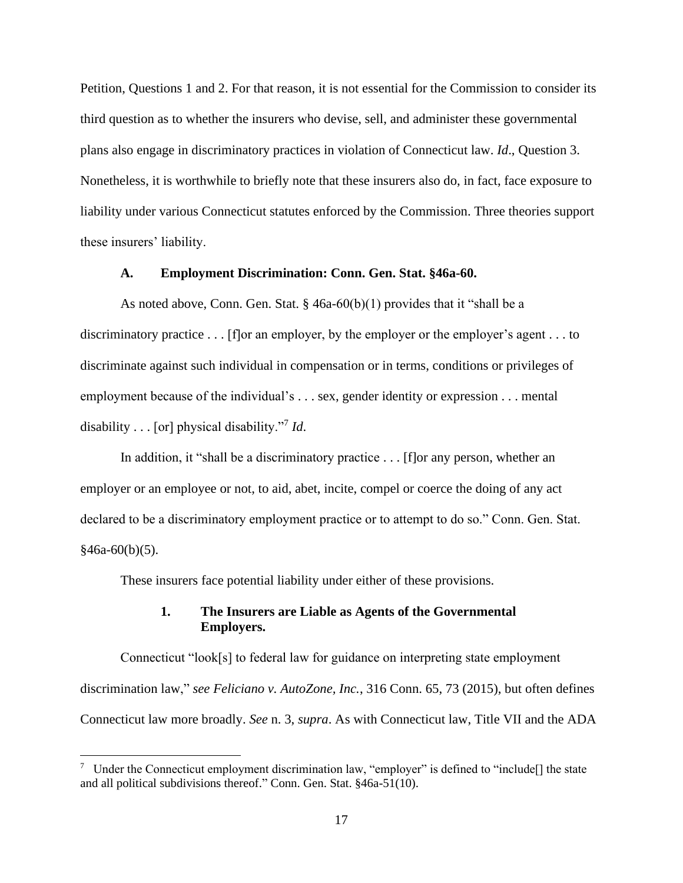Petition, Questions 1 and 2. For that reason, it is not essential for the Commission to consider its third question as to whether the insurers who devise, sell, and administer these governmental plans also engage in discriminatory practices in violation of Connecticut law. *Id*., Question 3. Nonetheless, it is worthwhile to briefly note that these insurers also do, in fact, face exposure to liability under various Connecticut statutes enforced by the Commission. Three theories support these insurers' liability.

### A. Employment Discrimination: Conn. Gen. Stat. §46a-60.

As noted above, Conn. Gen. Stat. § 46a-60(b)(1) provides that it "shall be a discriminatory practice . . . [f]or an employer, by the employer or the employer's agent . . . to discriminate against such individual in compensation or in terms, conditions or privileges of employment because of the individual's . . . sex, gender identity or expression . . . mental disability . . . [or] physical disability."[7] *Id*.

In addition, it "shall be a discriminatory practice . . . [f]or any person, whether an employer or an employee or not, to aid, abet, incite, compel or coerce the doing of any act declared to be a discriminatory employment practice or to attempt to do so." Conn. Gen. Stat. §46a-60(b)(5).

These insurers face potential liability under either of these provisions.

#### 1. The Insurers are Liable as Agents of the Governmental Employers.

Connecticut "look[s] to federal law for guidance on interpreting state employment discrimination law," *see Feliciano v. AutoZone, Inc.*, 316 Conn. 65, 73 (2015), but often defines Connecticut law more broadly. *See* n. 3, *supra*. As with Connecticut law, Title VII and the ADA

[7] Under the Connecticut employment discrimination law, "employer" is defined to "include[] the state and all political subdivisions thereof." Conn. Gen. Stat. §46a-51(10).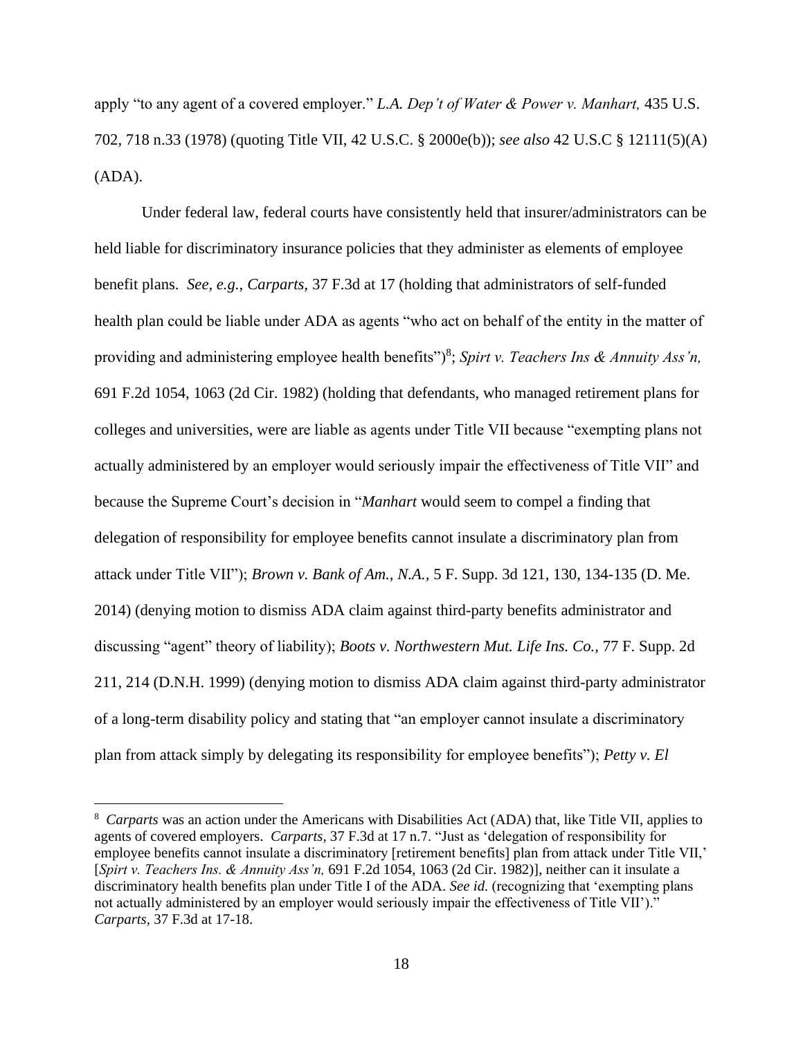apply "to any agent of a covered employer." *L.A. Dep't of Water & Power v. Manhart,* 435 U.S. 702, 718 n.33 (1978) (quoting Title VII, 42 U.S.C. § 2000e(b)); *see also* 42 U.S.C § 12111(5)(A) (ADA).

Under federal law, federal courts have consistently held that insurer/administrators can be held liable for discriminatory insurance policies that they administer as elements of employee benefit plans. *See, e.g., Carparts*, 37 F.3d at 17 (holding that administrators of self-funded health plan could be liable under ADA as agents "who act on behalf of the entity in the matter of providing and administering employee health benefits")[8]; *Spirt v. Teachers Ins & Annuity Ass'n,* 691 F.2d 1054, 1063 (2d Cir. 1982) (holding that defendants, who managed retirement plans for colleges and universities, were are liable as agents under Title VII because "exempting plans not actually administered by an employer would seriously impair the effectiveness of Title VII" and because the Supreme Court's decision in "*Manhart* would seem to compel a finding that delegation of responsibility for employee benefits cannot insulate a discriminatory plan from attack under Title VII"); *Brown v. Bank of Am., N.A.*, 5 F. Supp. 3d 121, 130, 134-135 (D. Me. 2014) (denying motion to dismiss ADA claim against third-party benefits administrator and discussing "agent" theory of liability); *Boots v. Northwestern Mut. Life Ins. Co.,* 77 F. Supp. 2d 211, 214 (D.N.H. 1999) (denying motion to dismiss ADA claim against third-party administrator of a long-term disability policy and stating that "an employer cannot insulate a discriminatory plan from attack simply by delegating its responsibility for employee benefits"); *Petty v. El*

[8] *Carparts* was an action under the Americans with Disabilities Act (ADA) that, like Title VII, applies to agents of covered employers. *Carparts*, 37 F.3d at 17 n.7. "Just as 'delegation of responsibility for employee benefits cannot insulate a discriminatory [retirement benefits] plan from attack under Title VII,' [*Spirt v. Teachers Ins. & Annuity Ass'n,* 691 F.2d 1054, 1063 (2d Cir. 1982)], neither can it insulate a discriminatory health benefits plan under Title I of the ADA. *See id.* (recognizing that 'exempting plans not actually administered by an employer would seriously impair the effectiveness of Title VII')." *Carparts*, 37 F.3d at 17-18.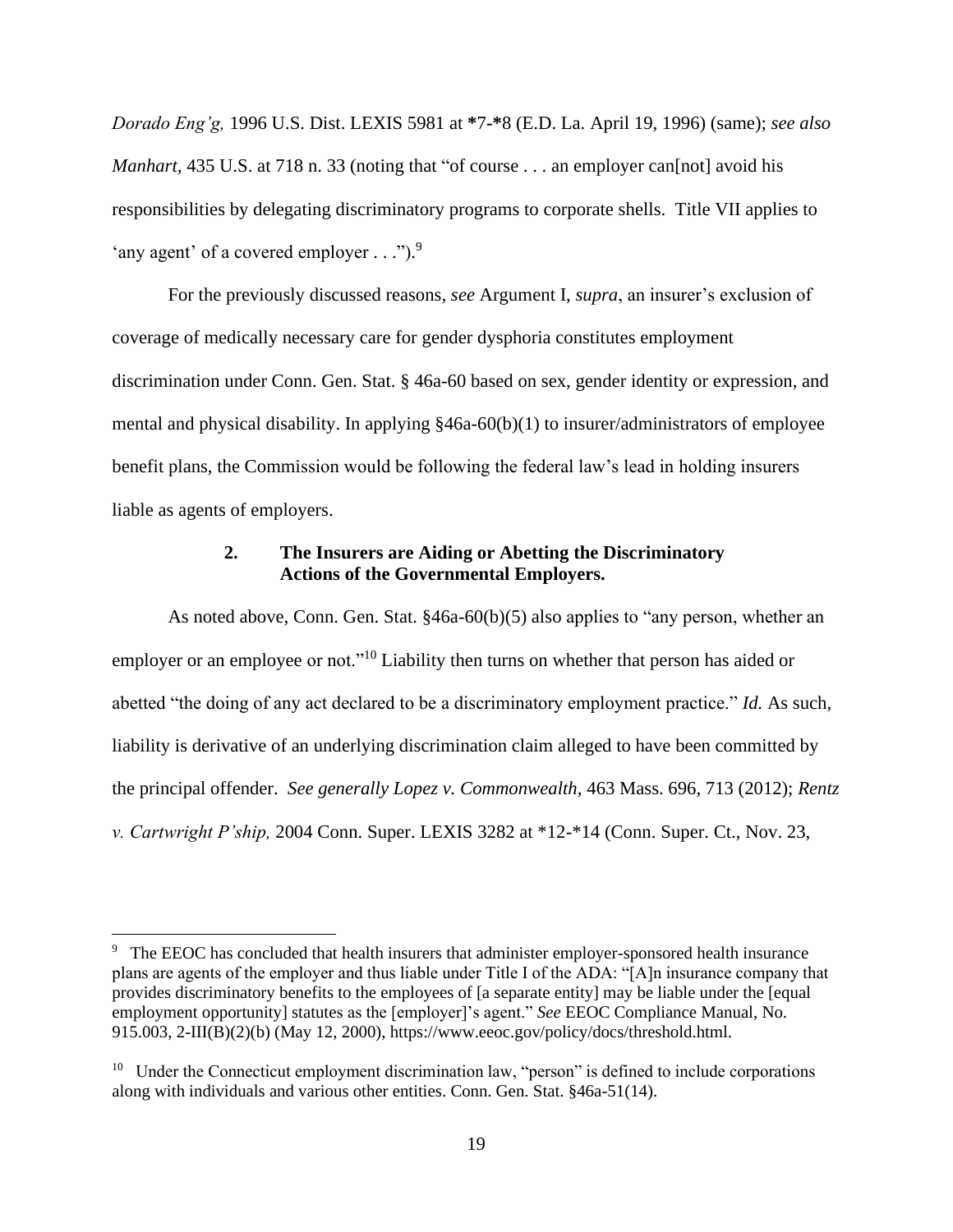*Dorado Eng'g,* 1996 U.S. Dist. LEXIS 5981 at *7-*8 (E.D. La. April 19, 1996) (same); *see also Manhart*, 435 U.S. at 718 n. 33 (noting that "of course . . . an employer can[not] avoid his responsibilities by delegating discriminatory programs to corporate shells. Title VII applies to 'any agent' of a covered employer . . .").[9]

For the previously discussed reasons, *see* Argument I, *supra*, an insurer's exclusion of coverage of medically necessary care for gender dysphoria constitutes employment discrimination under Conn. Gen. Stat. § 46a-60 based on sex, gender identity or expression, and mental and physical disability. In applying §46a-60(b)(1) to insurer/administrators of employee benefit plans, the Commission would be following the federal law's lead in holding insurers liable as agents of employers.

### 2. The Insurers are Aiding or Abetting the Discriminatory Actions of the Governmental Employers.

As noted above, Conn. Gen. Stat. §46a-60(b)(5) also applies to "any person, whether an employer or an employee or not."[10] Liability then turns on whether that person has aided or abetted "the doing of any act declared to be a discriminatory employment practice." *Id.* As such, liability is derivative of an underlying discrimination claim alleged to have been committed by the principal offender. *See generally Lopez v. Commonwealth,* 463 Mass. 696, 713 (2012); *Rentz v. Cartwright P'ship,* 2004 Conn. Super. LEXIS 3282 at *12-*14 (Conn. Super. Ct., Nov. 23,

---

[9] The EEOC has concluded that health insurers that administer employer-sponsored health insurance plans are agents of the employer and thus liable under Title I of the ADA: "[A]n insurance company that provides discriminatory benefits to the employees of [a separate entity] may be liable under the [equal employment opportunity] statutes as the [employer]'s agent." *See* EEOC Compliance Manual, No. 915.003, 2-III(B)(2)(b) (May 12, 2000), https://www.eeoc.gov/policy/docs/threshold.html.

[10] Under the Connecticut employment discrimination law, "person" is defined to include corporations along with individuals and various other entities. Conn. Gen. Stat. §46a-51(14).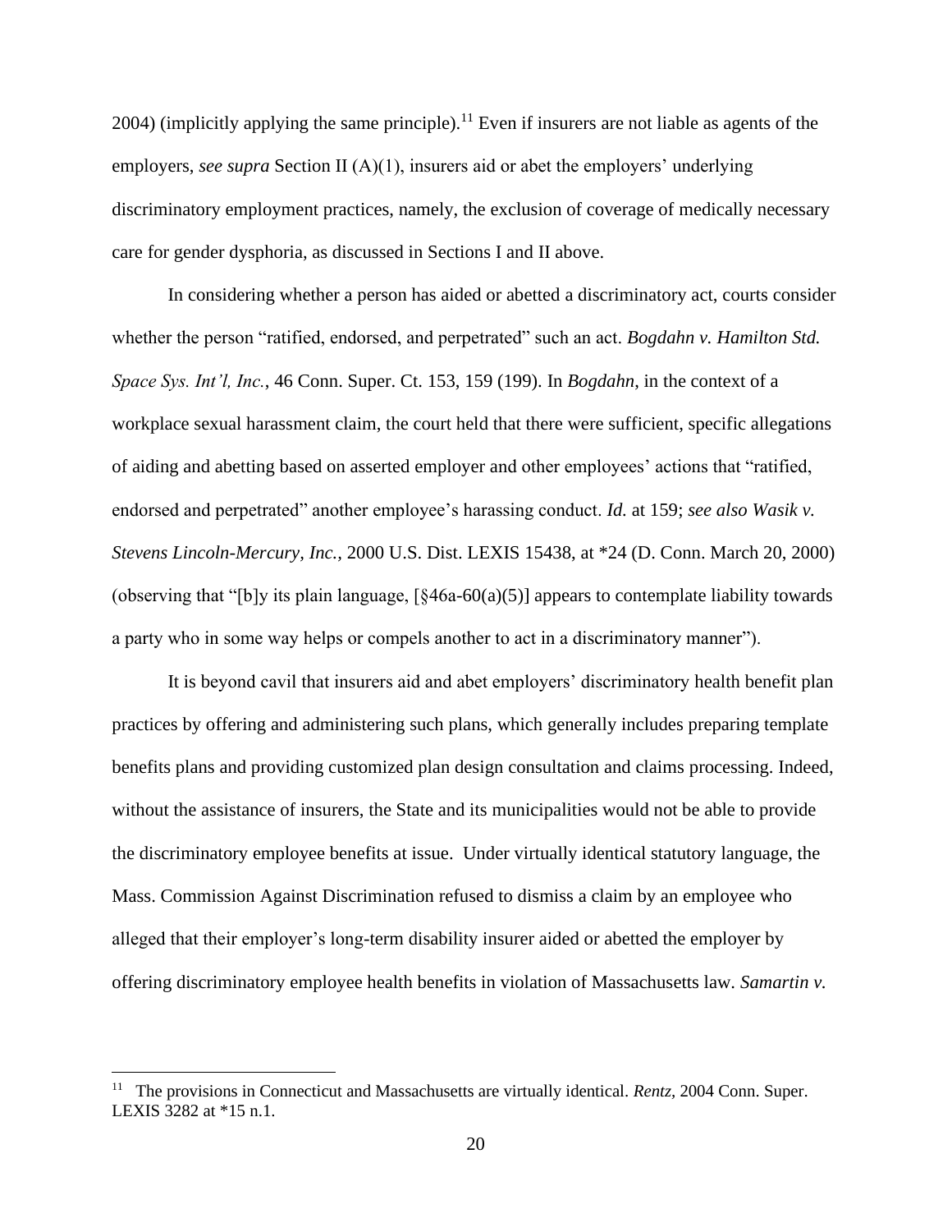2004) (implicitly applying the same principle).[11] Even if insurers are not liable as agents of the employers, *see supra* Section II (A)(1), insurers aid or abet the employers' underlying discriminatory employment practices, namely, the exclusion of coverage of medically necessary care for gender dysphoria, as discussed in Sections I and II above.

In considering whether a person has aided or abetted a discriminatory act, courts consider whether the person "ratified, endorsed, and perpetrated" such an act. *Bogdahn v. Hamilton Std. Space Sys. Int'l, Inc.*, 46 Conn. Super. Ct. 153, 159 (199). In *Bogdahn*, in the context of a workplace sexual harassment claim, the court held that there were sufficient, specific allegations of aiding and abetting based on asserted employer and other employees' actions that "ratified, endorsed and perpetrated" another employee's harassing conduct. *Id.* at 159; *see also Wasik v. Stevens Lincoln-Mercury, Inc.,* 2000 U.S. Dist. LEXIS 15438, at *24 (D. Conn. March 20, 2000) (observing that "[b]y its plain language, [§46a-60(a)(5)] appears to contemplate liability towards a party who in some way helps or compels another to act in a discriminatory manner").

It is beyond cavil that insurers aid and abet employers' discriminatory health benefit plan practices by offering and administering such plans, which generally includes preparing template benefits plans and providing customized plan design consultation and claims processing. Indeed, without the assistance of insurers, the State and its municipalities would not be able to provide the discriminatory employee benefits at issue. Under virtually identical statutory language, the Mass. Commission Against Discrimination refused to dismiss a claim by an employee who alleged that their employer's long-term disability insurer aided or abetted the employer by offering discriminatory employee health benefits in violation of Massachusetts law. *Samartin v.*

---

[11] The provisions in Connecticut and Massachusetts are virtually identical. *Rentz,* 2004 Conn. Super. LEXIS 3282 at *15 n.1.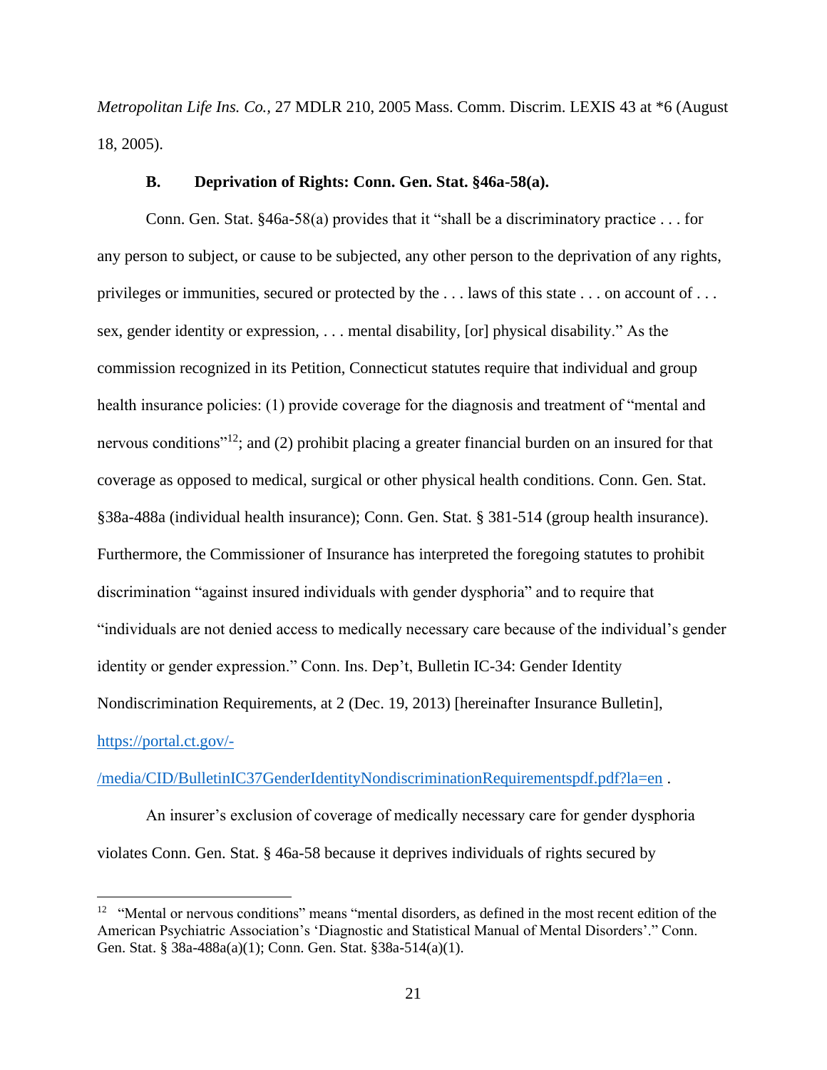*Metropolitan Life Ins. Co.*, 27 MDLR 210, 2005 Mass. Comm. Discrim. LEXIS 43 at *6 (August 18, 2005).

### B. Deprivation of Rights: Conn. Gen. Stat. §46a-58(a).

Conn. Gen. Stat. §46a-58(a) provides that it "shall be a discriminatory practice . . . for any person to subject, or cause to be subjected, any other person to the deprivation of any rights, privileges or immunities, secured or protected by the . . . laws of this state . . . on account of . . . sex, gender identity or expression, . . . mental disability, [or] physical disability." As the commission recognized in its Petition, Connecticut statutes require that individual and group health insurance policies: (1) provide coverage for the diagnosis and treatment of "mental and nervous conditions"[12]; and (2) prohibit placing a greater financial burden on an insured for that coverage as opposed to medical, surgical or other physical health conditions. Conn. Gen. Stat. §38a-488a (individual health insurance); Conn. Gen. Stat. § 381-514 (group health insurance). Furthermore, the Commissioner of Insurance has interpreted the foregoing statutes to prohibit discrimination "against insured individuals with gender dysphoria" and to require that "individuals are not denied access to medically necessary care because of the individual's gender identity or gender expression." Conn. Ins. Dep't, Bulletin IC-34: Gender Identity Nondiscrimination Requirements, at 2 (Dec. 19, 2013) [hereinafter Insurance Bulletin], [https://portal.ct.gov/-/media/CID/BulletinIC37GenderIdentityNondiscriminationRequirementspdf.pdf?la=en](https://portal.ct.gov/-/media/CID/BulletinIC37GenderIdentityNondiscriminationRequirementspdf.pdf?la=en) .

An insurer's exclusion of coverage of medically necessary care for gender dysphoria violates Conn. Gen. Stat. § 46a-58 because it deprives individuals of rights secured by

---

[12] "Mental or nervous conditions" means "mental disorders, as defined in the most recent edition of the American Psychiatric Association's 'Diagnostic and Statistical Manual of Mental Disorders'." Conn. Gen. Stat. § 38a-488a(a)(1); Conn. Gen. Stat. §38a-514(a)(1).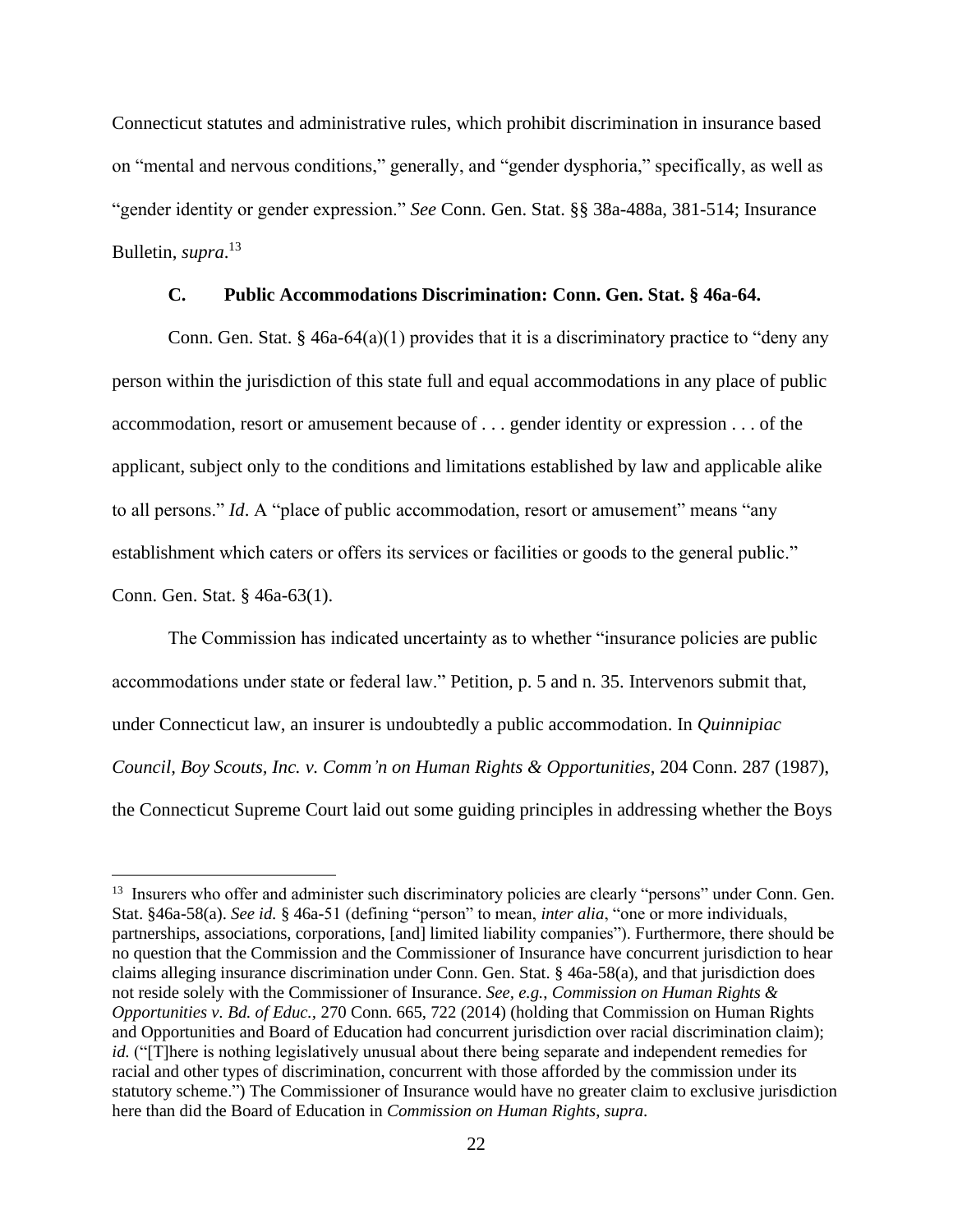Connecticut statutes and administrative rules, which prohibit discrimination in insurance based on "mental and nervous conditions," generally, and "gender dysphoria," specifically, as well as "gender identity or gender expression." *See* Conn. Gen. Stat. §§ 38a-488a, 381-514; Insurance Bulletin, *supra*.[13]

### C. Public Accommodations Discrimination: Conn. Gen. Stat. § 46a-64.

Conn. Gen. Stat. § 46a-64(a)(1) provides that it is a discriminatory practice to "deny any person within the jurisdiction of this state full and equal accommodations in any place of public accommodation, resort or amusement because of . . . gender identity or expression . . . of the applicant, subject only to the conditions and limitations established by law and applicable alike to all persons." *Id*. A "place of public accommodation, resort or amusement" means "any establishment which caters or offers its services or facilities or goods to the general public." Conn. Gen. Stat. § 46a-63(1).

The Commission has indicated uncertainty as to whether "insurance policies are public accommodations under state or federal law." Petition, p. 5 and n. 35. Intervenors submit that, under Connecticut law, an insurer is undoubtedly a public accommodation. In *Quinnipiac Council, Boy Scouts, Inc. v. Comm'n on Human Rights & Opportunities,* 204 Conn. 287 (1987), the Connecticut Supreme Court laid out some guiding principles in addressing whether the Boys

---

[13] Insurers who offer and administer such discriminatory policies are clearly "persons" under Conn. Gen. Stat. §46a-58(a). *See id.* § 46a-51 (defining "person" to mean, *inter alia*, "one or more individuals, partnerships, associations, corporations, [and] limited liability companies"). Furthermore, there should be no question that the Commission and the Commissioner of Insurance have concurrent jurisdiction to hear claims alleging insurance discrimination under Conn. Gen. Stat. § 46a-58(a), and that jurisdiction does not reside solely with the Commissioner of Insurance. *See, e.g., Commission on Human Rights & Opportunities v. Bd. of Educ.,* 270 Conn. 665, 722 (2014) (holding that Commission on Human Rights and Opportunities and Board of Education had concurrent jurisdiction over racial discrimination claim); *id.* ("[T]here is nothing legislatively unusual about there being separate and independent remedies for racial and other types of discrimination, concurrent with those afforded by the commission under its statutory scheme.") The Commissioner of Insurance would have no greater claim to exclusive jurisdiction here than did the Board of Education in *Commission on Human Rights*, *supra*.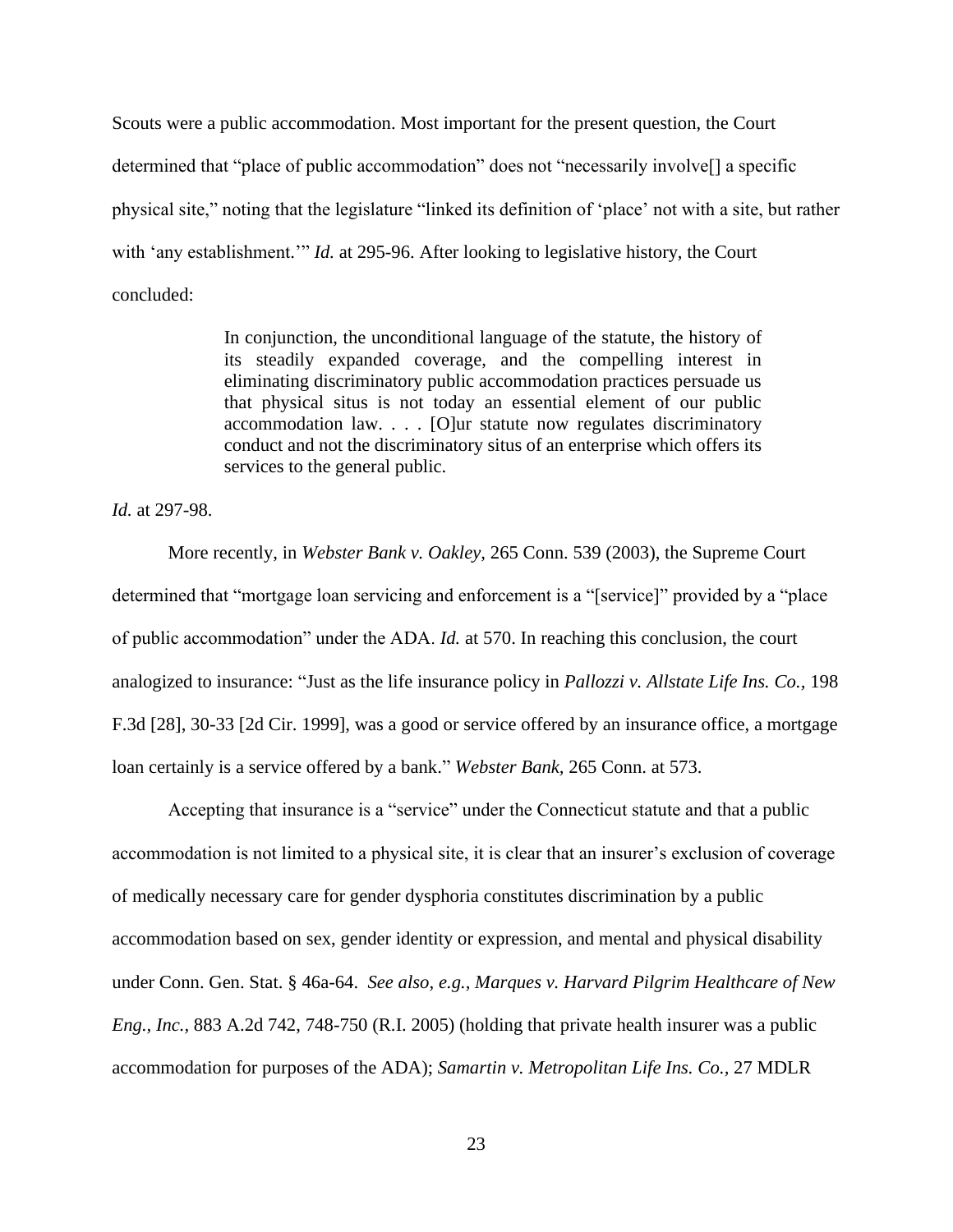Scouts were a public accommodation. Most important for the present question, the Court determined that "place of public accommodation" does not "necessarily involve[] a specific physical site," noting that the legislature "linked its definition of 'place' not with a site, but rather with 'any establishment.'" *Id.* at 295-96. After looking to legislative history, the Court concluded:

> In conjunction, the unconditional language of the statute, the history of its steadily expanded coverage, and the compelling interest in eliminating discriminatory public accommodation practices persuade us that physical situs is not today an essential element of our public accommodation law. . . . [O]ur statute now regulates discriminatory conduct and not the discriminatory situs of an enterprise which offers its services to the general public.

*Id.* at 297-98.

More recently, in *Webster Bank v. Oakley*, 265 Conn. 539 (2003), the Supreme Court determined that "mortgage loan servicing and enforcement is a "[service]" provided by a "place of public accommodation" under the ADA. *Id.* at 570. In reaching this conclusion, the court analogized to insurance: "Just as the life insurance policy in *Pallozzi v. Allstate Life Ins. Co.*, 198 F.3d [28], 30-33 [2d Cir. 1999], was a good or service offered by an insurance office, a mortgage loan certainly is a service offered by a bank." *Webster Bank*, 265 Conn. at 573.

Accepting that insurance is a "service" under the Connecticut statute and that a public accommodation is not limited to a physical site, it is clear that an insurer's exclusion of coverage of medically necessary care for gender dysphoria constitutes discrimination by a public accommodation based on sex, gender identity or expression, and mental and physical disability under Conn. Gen. Stat. § 46a-64. *See also, e.g., Marques v. Harvard Pilgrim Healthcare of New Eng., Inc.*, 883 A.2d 742, 748-750 (R.I. 2005) (holding that private health insurer was a public accommodation for purposes of the ADA); *Samartin v. Metropolitan Life Ins. Co.*, 27 MDLR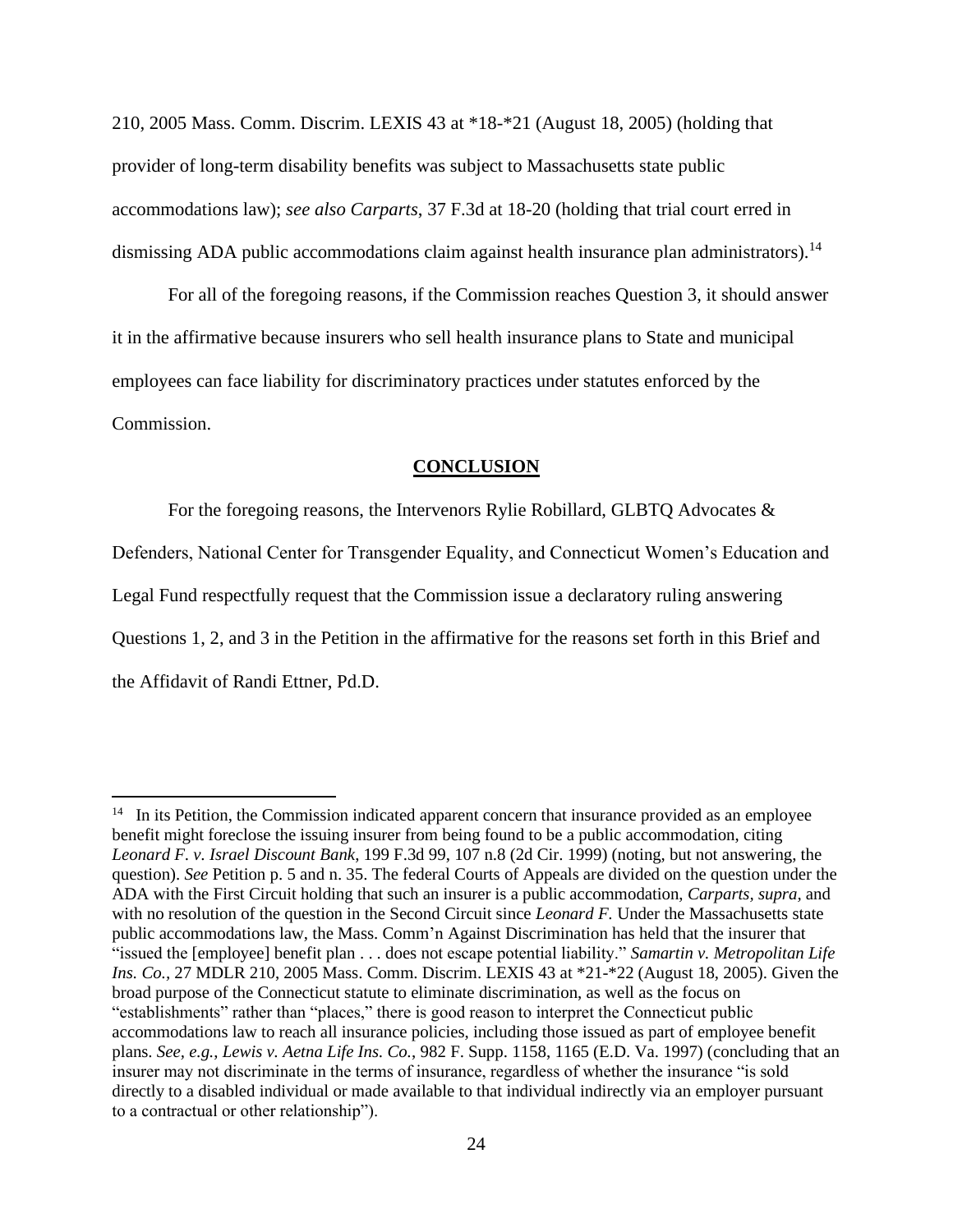210, 2005 Mass. Comm. Discrim. LEXIS 43 at *18-*21 (August 18, 2005) (holding that provider of long-term disability benefits was subject to Massachusetts state public accommodations law); *see also Carparts*, 37 F.3d at 18-20 (holding that trial court erred in dismissing ADA public accommodations claim against health insurance plan administrators).[14]

For all of the foregoing reasons, if the Commission reaches Question 3, it should answer it in the affirmative because insurers who sell health insurance plans to State and municipal employees can face liability for discriminatory practices under statutes enforced by the Commission.

## CONCLUSION

For the foregoing reasons, the Intervenors Rylie Robillard, GLBTQ Advocates & Defenders, National Center for Transgender Equality, and Connecticut Women's Education and Legal Fund respectfully request that the Commission issue a declaratory ruling answering Questions 1, 2, and 3 in the Petition in the affirmative for the reasons set forth in this Brief and the Affidavit of Randi Ettner, Pd.D.

---

[14] In its Petition, the Commission indicated apparent concern that insurance provided as an employee benefit might foreclose the issuing insurer from being found to be a public accommodation, citing *Leonard F. v. Israel Discount Bank*, 199 F.3d 99, 107 n.8 (2d Cir. 1999) (noting, but not answering, the question). *See* Petition p. 5 and n. 35. The federal Courts of Appeals are divided on the question under the ADA with the First Circuit holding that such an insurer is a public accommodation, *Carparts, supra,* and with no resolution of the question in the Second Circuit since *Leonard F.* Under the Massachusetts state public accommodations law, the Mass. Comm'n Against Discrimination has held that the insurer that "issued the [employee] benefit plan . . . does not escape potential liability." *Samartin v. Metropolitan Life Ins. Co.*, 27 MDLR 210, 2005 Mass. Comm. Discrim. LEXIS 43 at *21-*22 (August 18, 2005). Given the broad purpose of the Connecticut statute to eliminate discrimination, as well as the focus on "establishments" rather than "places," there is good reason to interpret the Connecticut public accommodations law to reach all insurance policies, including those issued as part of employee benefit plans. *See, e.g.*, *Lewis v. Aetna Life Ins. Co.*, 982 F. Supp. 1158, 1165 (E.D. Va. 1997) (concluding that an insurer may not discriminate in the terms of insurance, regardless of whether the insurance "is sold directly to a disabled individual or made available to that individual indirectly via an employer pursuant to a contractual or other relationship").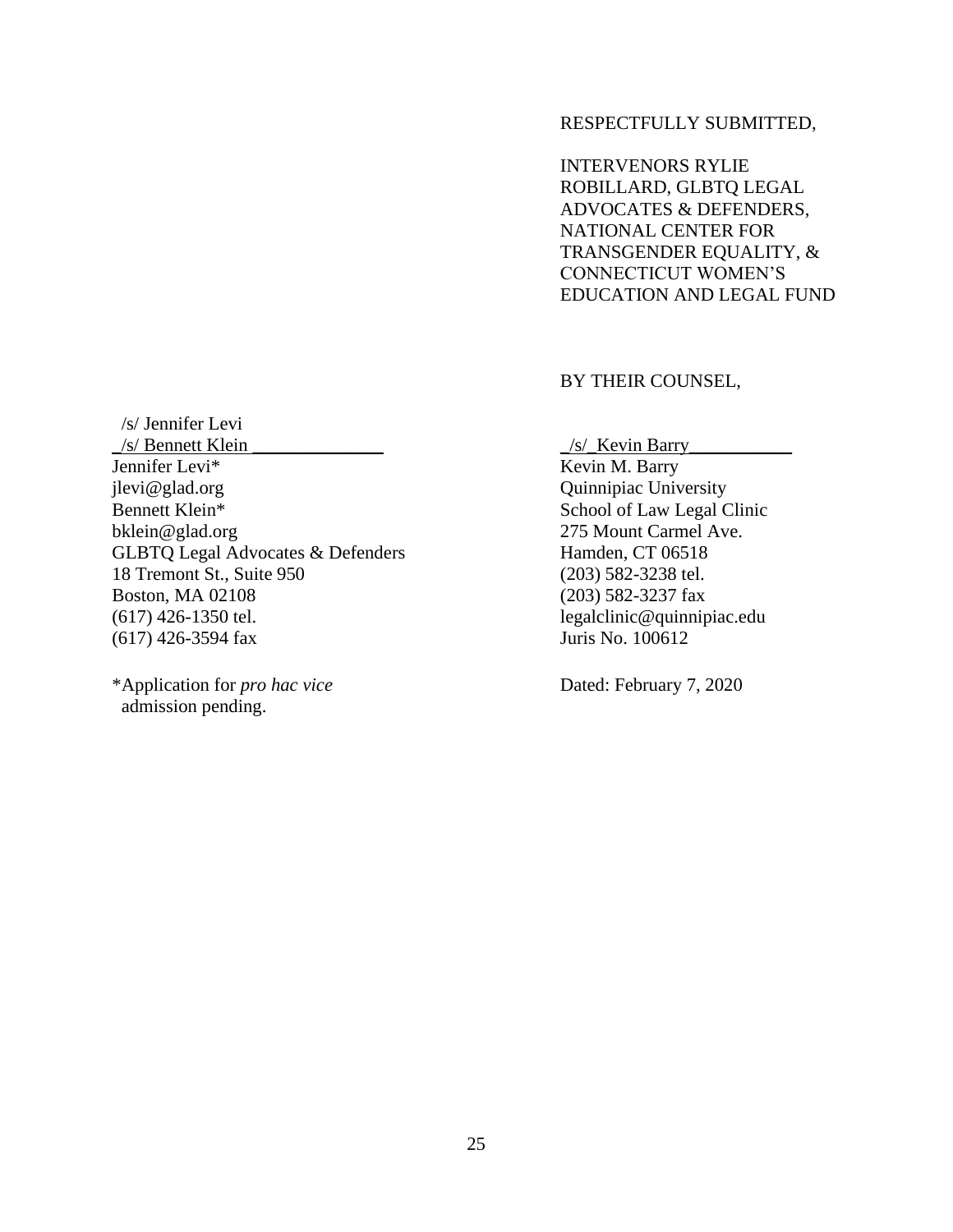RESPECTFULLY SUBMITTED,

INTERVENORS RYLIE ROBILLARD, GLBTQ LEGAL ADVOCATES & DEFENDERS, NATIONAL CENTER FOR TRANSGENDER EQUALITY, & CONNECTICUT WOMEN'S EDUCATION AND LEGAL FUND

BY THEIR COUNSEL,

/s/ Jennifer Levi
_/s/ Bennett Klein ______________
Jennifer Levi*
jlevi@glad.org
Bennett Klein*
bklein@glad.org
GLBTQ Legal Advocates & Defenders
18 Tremont St., Suite 950
Boston, MA 02108
(617) 426-1350 tel.
(617) 426-3594 fax

*Application for *pro hac vice* admission pending.

_/s/_Kevin Barry___________
Kevin M. Barry
Quinnipiac University
School of Law Legal Clinic
275 Mount Carmel Ave.
Hamden, CT 06518
(203) 582-3238 tel.
(203) 582-3237 fax
legalclinic@quinnipiac.edu
Juris No. 100612

Dated: February 7, 2020